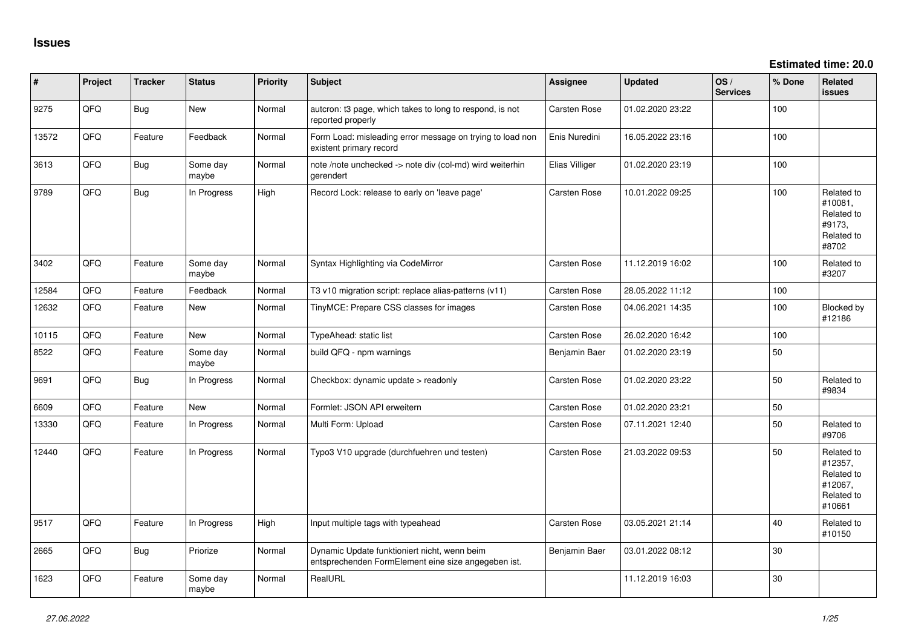# Issues

**Estimated time: 20.0**

| # | Project | Tracker | Status | Priority | Subject | Assignee | Updated | OS / Services | % Done | Related issues |
|---|---|---|---|---|---|---|---|---|---|---|
| 9275 | QFQ | Bug | New | Normal | autcron: t3 page, which takes to long to respond, is not reported properly | Carsten Rose | 01.02.2020 23:22 | | 100 | |
| 13572 | QFQ | Feature | Feedback | Normal | Form Load: misleading error message on trying to load non existent primary record | Enis Nuredini | 16.05.2022 23:16 | | 100 | |
| 3613 | QFQ | Bug | Some day maybe | Normal | note /note unchecked -> note div (col-md) wird weiterhin gerendert | Elias Villiger | 01.02.2020 23:19 | | 100 | |
| 9789 | QFQ | Bug | In Progress | High | Record Lock: release to early on 'leave page' | Carsten Rose | 10.01.2022 09:25 | | 100 | Related to #10081, Related to #9173, Related to #8702 |
| 3402 | QFQ | Feature | Some day maybe | Normal | Syntax Highlighting via CodeMirror | Carsten Rose | 11.12.2019 16:02 | | 100 | Related to #3207 |
| 12584 | QFQ | Feature | Feedback | Normal | T3 v10 migration script: replace alias-patterns (v11) | Carsten Rose | 28.05.2022 11:12 | | 100 | |
| 12632 | QFQ | Feature | New | Normal | TinyMCE: Prepare CSS classes for images | Carsten Rose | 04.06.2021 14:35 | | 100 | Blocked by #12186 |
| 10115 | QFQ | Feature | New | Normal | TypeAhead: static list | Carsten Rose | 26.02.2020 16:42 | | 100 | |
| 8522 | QFQ | Feature | Some day maybe | Normal | build QFQ - npm warnings | Benjamin Baer | 01.02.2020 23:19 | | 50 | |
| 9691 | QFQ | Bug | In Progress | Normal | Checkbox: dynamic update > readonly | Carsten Rose | 01.02.2020 23:22 | | 50 | Related to #9834 |
| 6609 | QFQ | Feature | New | Normal | Formlet: JSON API erweitern | Carsten Rose | 01.02.2020 23:21 | | 50 | |
| 13330 | QFQ | Feature | In Progress | Normal | Multi Form: Upload | Carsten Rose | 07.11.2021 12:40 | | 50 | Related to #9706 |
| 12440 | QFQ | Feature | In Progress | Normal | Typo3 V10 upgrade (durchfuehren und testen) | Carsten Rose | 21.03.2022 09:53 | | 50 | Related to #12357, Related to #12067, Related to #10661 |
| 9517 | QFQ | Feature | In Progress | High | Input multiple tags with typeahead | Carsten Rose | 03.05.2021 21:14 | | 40 | Related to #10150 |
| 2665 | QFQ | Bug | Priorize | Normal | Dynamic Update funktioniert nicht, wenn beim entsprechenden FormElement eine size angegeben ist. | Benjamin Baer | 03.01.2022 08:12 | | 30 | |
| 1623 | QFQ | Feature | Some day maybe | Normal | RealURL | | 11.12.2019 16:03 | | 30 | |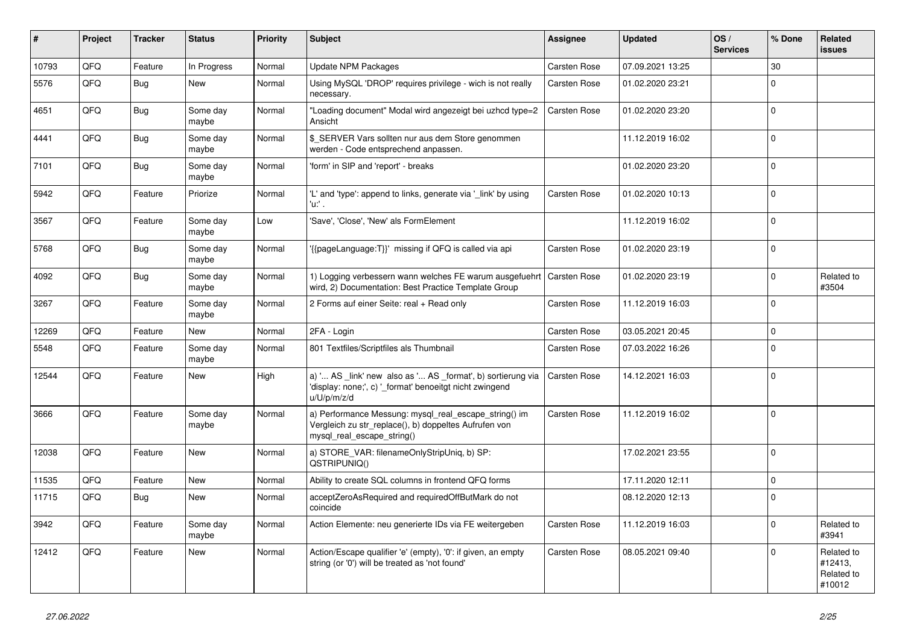| # | Project | Tracker | Status | Priority | Subject | Assignee | Updated | OS / Services | % Done | Related issues |
|---|---|---|---|---|---|---|---|---|---|---|
| 10793 | QFQ | Feature | In Progress | Normal | Update NPM Packages | Carsten Rose | 07.09.2021 13:25 | | 30 | |
| 5576 | QFQ | Bug | New | Normal | Using MySQL 'DROP' requires privilege - wich is not really necessary. | Carsten Rose | 01.02.2020 23:21 | | 0 | |
| 4651 | QFQ | Bug | Some day maybe | Normal | "Loading document" Modal wird angezeigt bei uzhcd type=2 Ansicht | Carsten Rose | 01.02.2020 23:20 | | 0 | |
| 4441 | QFQ | Bug | Some day maybe | Normal | $_SERVER Vars sollten nur aus dem Store genommen werden - Code entsprechend anpassen. | | 11.12.2019 16:02 | | 0 | |
| 7101 | QFQ | Bug | Some day maybe | Normal | 'form' in SIP and 'report' - breaks | | 01.02.2020 23:20 | | 0 | |
| 5942 | QFQ | Feature | Priorize | Normal | 'L' and 'type': append to links, generate via '_link' by using 'u:' . | Carsten Rose | 01.02.2020 10:13 | | 0 | |
| 3567 | QFQ | Feature | Some day maybe | Low | 'Save', 'Close', 'New' als FormElement | | 11.12.2019 16:02 | | 0 | |
| 5768 | QFQ | Bug | Some day maybe | Normal | '{{pageLanguage:T}}' missing if QFQ is called via api | Carsten Rose | 01.02.2020 23:19 | | 0 | |
| 4092 | QFQ | Bug | Some day maybe | Normal | 1) Logging verbessern wann welches FE warum ausgefuehrt wird, 2) Documentation: Best Practice Template Group | Carsten Rose | 01.02.2020 23:19 | | 0 | Related to #3504 |
| 3267 | QFQ | Feature | Some day maybe | Normal | 2 Forms auf einer Seite: real + Read only | Carsten Rose | 11.12.2019 16:03 | | 0 | |
| 12269 | QFQ | Feature | New | Normal | 2FA - Login | Carsten Rose | 03.05.2021 20:45 | | 0 | |
| 5548 | QFQ | Feature | Some day maybe | Normal | 801 Textfiles/Scriptfiles als Thumbnail | Carsten Rose | 07.03.2022 16:26 | | 0 | |
| 12544 | QFQ | Feature | New | High | a) '... AS _link' new also as '... AS _format', b) sortierung via 'display: none;', c) '_format' benoeitgt nicht zwingend u/U/p/m/z/d | Carsten Rose | 14.12.2021 16:03 | | 0 | |
| 3666 | QFQ | Feature | Some day maybe | Normal | a) Performance Messung: mysql_real_escape_string() im Vergleich zu str_replace(), b) doppeltes Aufrufen von mysql_real_escape_string() | Carsten Rose | 11.12.2019 16:02 | | 0 | |
| 12038 | QFQ | Feature | New | Normal | a) STORE_VAR: filenameOnlyStripUniq, b) SP: QSTRIPUNIQ() | | 17.02.2021 23:55 | | 0 | |
| 11535 | QFQ | Feature | New | Normal | Ability to create SQL columns in frontend QFQ forms | | 17.11.2020 12:11 | | 0 | |
| 11715 | QFQ | Bug | New | Normal | acceptZeroAsRequired and requiredOffButMark do not coincide | | 08.12.2020 12:13 | | 0 | |
| 3942 | QFQ | Feature | Some day maybe | Normal | Action Elemente: neu generierte IDs via FE weitergeben | Carsten Rose | 11.12.2019 16:03 | | 0 | Related to #3941 |
| 12412 | QFQ | Feature | New | Normal | Action/Escape qualifier 'e' (empty), '0': if given, an empty string (or '0') will be treated as 'not found' | Carsten Rose | 08.05.2021 09:40 | | 0 | Related to #12413, Related to #10012 |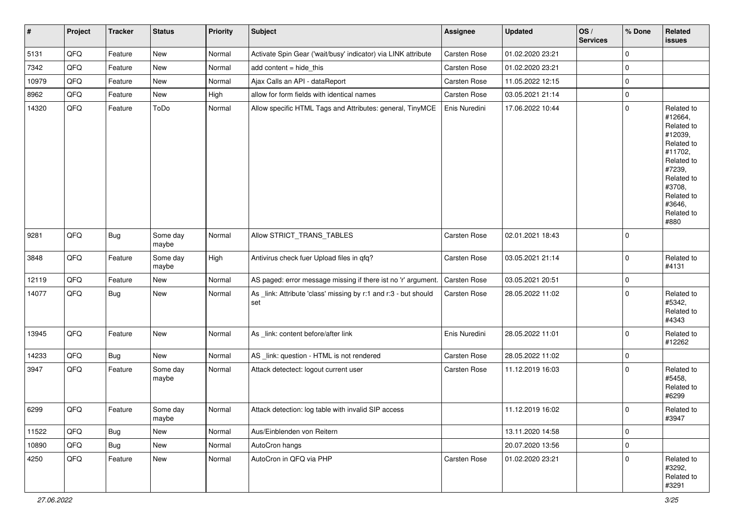| # | Project | Tracker | Status | Priority | Subject | Assignee | Updated | OS / Services | % Done | Related issues |
|---|---|---|---|---|---|---|---|---|---|---|
| 5131 | QFQ | Feature | New | Normal | Activate Spin Gear ('wait/busy' indicator) via LINK attribute | Carsten Rose | 01.02.2020 23:21 | | 0 | |
| 7342 | QFQ | Feature | New | Normal | add content = hide_this | Carsten Rose | 01.02.2020 23:21 | | 0 | |
| 10979 | QFQ | Feature | New | Normal | Ajax Calls an API - dataReport | Carsten Rose | 11.05.2022 12:15 | | 0 | |
| 8962 | QFQ | Feature | New | High | allow for form fields with identical names | Carsten Rose | 03.05.2021 21:14 | | 0 | |
| 14320 | QFQ | Feature | ToDo | Normal | Allow specific HTML Tags and Attributes: general, TinyMCE | Enis Nuredini | 17.06.2022 10:44 | | 0 | Related to #12664, Related to #12039, Related to #11702, Related to #7239, Related to #3708, Related to #3646, Related to #880 |
| 9281 | QFQ | Bug | Some day maybe | Normal | Allow STRICT_TRANS_TABLES | Carsten Rose | 02.01.2021 18:43 | | 0 | |
| 3848 | QFQ | Feature | Some day maybe | High | Antivirus check fuer Upload files in qfq? | Carsten Rose | 03.05.2021 21:14 | | 0 | Related to #4131 |
| 12119 | QFQ | Feature | New | Normal | AS paged: error message missing if there ist no 'r' argument. | Carsten Rose | 03.05.2021 20:51 | | 0 | |
| 14077 | QFQ | Bug | New | Normal | As _link: Attribute 'class' missing by r:1 and r:3 - but should set | Carsten Rose | 28.05.2022 11:02 | | 0 | Related to #5342, Related to #4343 |
| 13945 | QFQ | Feature | New | Normal | As _link: content before/after link | Enis Nuredini | 28.05.2022 11:01 | | 0 | Related to #12262 |
| 14233 | QFQ | Bug | New | Normal | AS _link: question - HTML is not rendered | Carsten Rose | 28.05.2022 11:02 | | 0 | |
| 3947 | QFQ | Feature | Some day maybe | Normal | Attack detectect: logout current user | Carsten Rose | 11.12.2019 16:03 | | 0 | Related to #5458, Related to #6299 |
| 6299 | QFQ | Feature | Some day maybe | Normal | Attack detection: log table with invalid SIP access | | 11.12.2019 16:02 | | 0 | Related to #3947 |
| 11522 | QFQ | Bug | New | Normal | Aus/Einblenden von Reitern | | 13.11.2020 14:58 | | 0 | |
| 10890 | QFQ | Bug | New | Normal | AutoCron hangs | | 20.07.2020 13:56 | | 0 | |
| 4250 | QFQ | Feature | New | Normal | AutoCron in QFQ via PHP | Carsten Rose | 01.02.2020 23:21 | | 0 | Related to #3292, Related to #3291 |

27.06.2022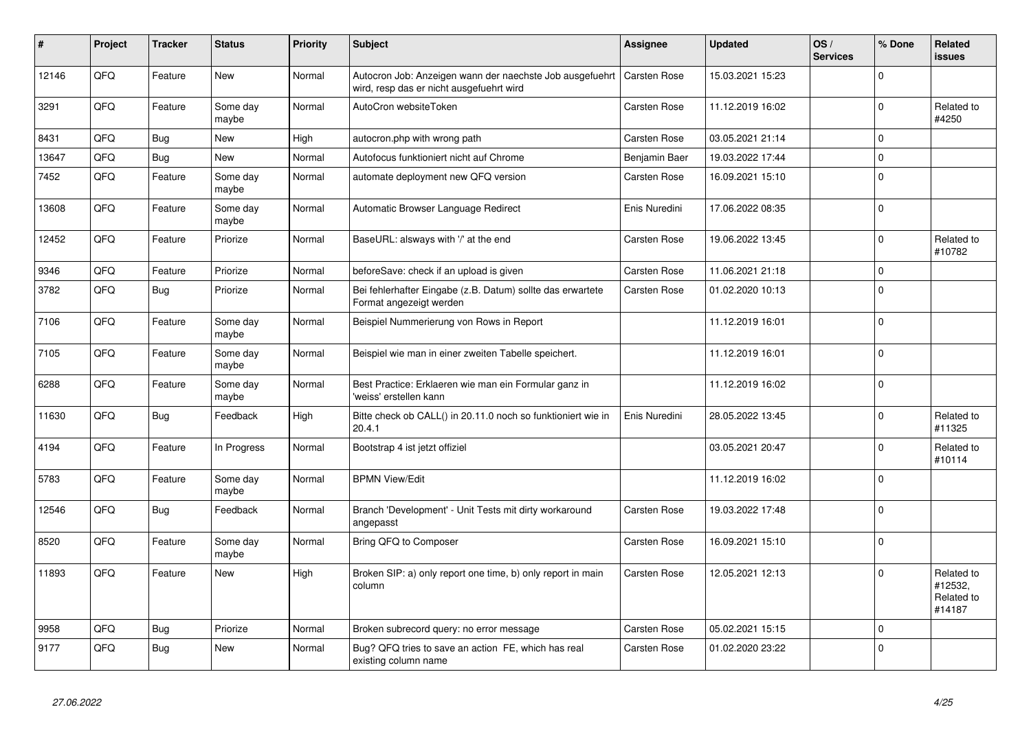| # | Project | Tracker | Status | Priority | Subject | Assignee | Updated | OS / Services | % Done | Related issues |
|---|---|---|---|---|---|---|---|---|---|---|
| 12146 | QFQ | Feature | New | Normal | Autocron Job: Anzeigen wann der naechste Job ausgefuehrt wird, resp das er nicht ausgefuehrt wird | Carsten Rose | 15.03.2021 15:23 | | 0 | |
| 3291 | QFQ | Feature | Some day maybe | Normal | AutoCron websiteToken | Carsten Rose | 11.12.2019 16:02 | | 0 | Related to #4250 |
| 8431 | QFQ | Bug | New | High | autocron.php with wrong path | Carsten Rose | 03.05.2021 21:14 | | 0 | |
| 13647 | QFQ | Bug | New | Normal | Autofocus funktioniert nicht auf Chrome | Benjamin Baer | 19.03.2022 17:44 | | 0 | |
| 7452 | QFQ | Feature | Some day maybe | Normal | automate deployment new QFQ version | Carsten Rose | 16.09.2021 15:10 | | 0 | |
| 13608 | QFQ | Feature | Some day maybe | Normal | Automatic Browser Language Redirect | Enis Nuredini | 17.06.2022 08:35 | | 0 | |
| 12452 | QFQ | Feature | Priorize | Normal | BaseURL: alsways with '/' at the end | Carsten Rose | 19.06.2022 13:45 | | 0 | Related to #10782 |
| 9346 | QFQ | Feature | Priorize | Normal | beforeSave: check if an upload is given | Carsten Rose | 11.06.2021 21:18 | | 0 | |
| 3782 | QFQ | Bug | Priorize | Normal | Bei fehlerhafter Eingabe (z.B. Datum) sollte das erwartete Format angezeigt werden | Carsten Rose | 01.02.2020 10:13 | | 0 | |
| 7106 | QFQ | Feature | Some day maybe | Normal | Beispiel Nummerierung von Rows in Report | | 11.12.2019 16:01 | | 0 | |
| 7105 | QFQ | Feature | Some day maybe | Normal | Beispiel wie man in einer zweiten Tabelle speichert. | | 11.12.2019 16:01 | | 0 | |
| 6288 | QFQ | Feature | Some day maybe | Normal | Best Practice: Erklaeren wie man ein Formular ganz in 'weiss' erstellen kann | | 11.12.2019 16:02 | | 0 | |
| 11630 | QFQ | Bug | Feedback | High | Bitte check ob CALL() in 20.11.0 noch so funktioniert wie in 20.4.1 | Enis Nuredini | 28.05.2022 13:45 | | 0 | Related to #11325 |
| 4194 | QFQ | Feature | In Progress | Normal | Bootstrap 4 ist jetzt offiziel | | 03.05.2021 20:47 | | 0 | Related to #10114 |
| 5783 | QFQ | Feature | Some day maybe | Normal | BPMN View/Edit | | 11.12.2019 16:02 | | 0 | |
| 12546 | QFQ | Bug | Feedback | Normal | Branch 'Development' - Unit Tests mit dirty workaround angepasst | Carsten Rose | 19.03.2022 17:48 | | 0 | |
| 8520 | QFQ | Feature | Some day maybe | Normal | Bring QFQ to Composer | Carsten Rose | 16.09.2021 15:10 | | 0 | |
| 11893 | QFQ | Feature | New | High | Broken SIP: a) only report one time, b) only report in main column | Carsten Rose | 12.05.2021 12:13 | | 0 | Related to #12532, Related to #14187 |
| 9958 | QFQ | Bug | Priorize | Normal | Broken subrecord query: no error message | Carsten Rose | 05.02.2021 15:15 | | 0 | |
| 9177 | QFQ | Bug | New | Normal | Bug? QFQ tries to save an action FE, which has real existing column name | Carsten Rose | 01.02.2020 23:22 | | 0 | |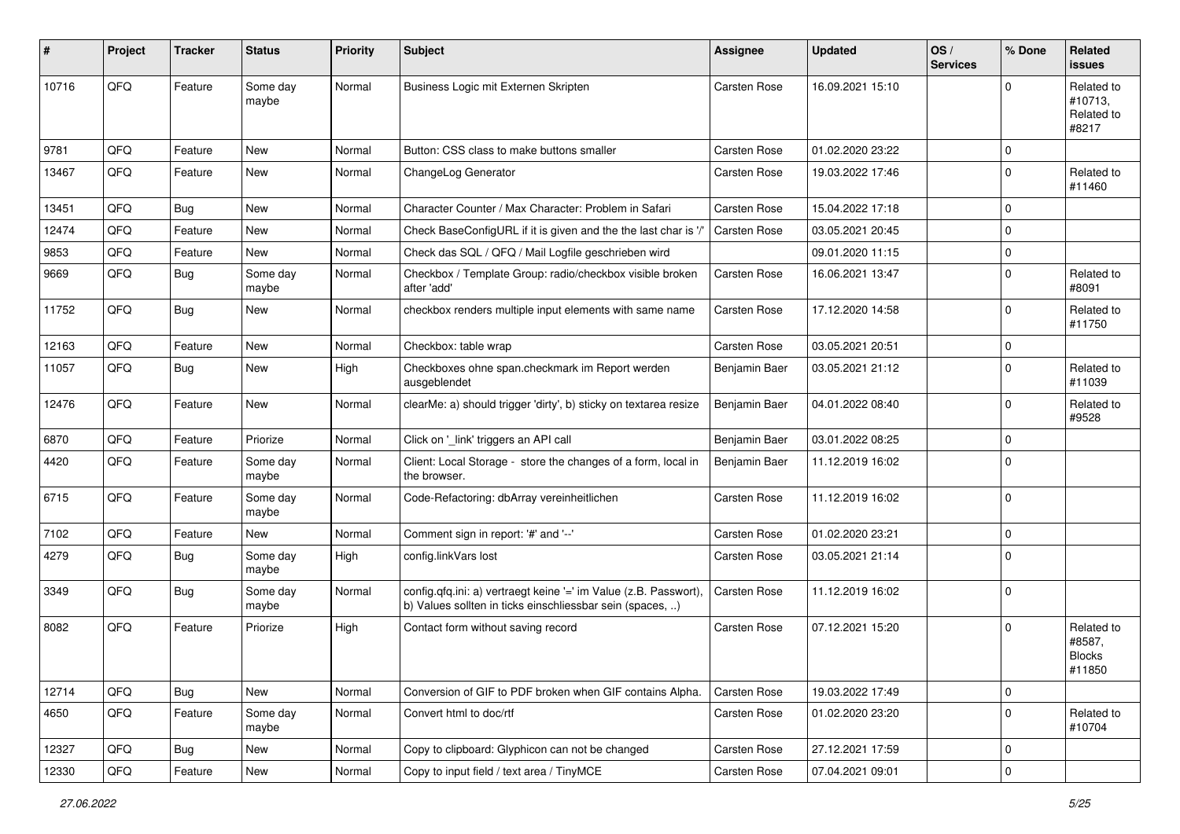| # | Project | Tracker | Status | Priority | Subject | Assignee | Updated | OS / Services | % Done | Related issues |
|---|---|---|---|---|---|---|---|---|---|---|
| 10716 | QFQ | Feature | Some day maybe | Normal | Business Logic mit Externen Skripten | Carsten Rose | 16.09.2021 15:10 | | 0 | Related to #10713, Related to #8217 |
| 9781 | QFQ | Feature | New | Normal | Button: CSS class to make buttons smaller | Carsten Rose | 01.02.2020 23:22 | | 0 | |
| 13467 | QFQ | Feature | New | Normal | ChangeLog Generator | Carsten Rose | 19.03.2022 17:46 | | 0 | Related to #11460 |
| 13451 | QFQ | Bug | New | Normal | Character Counter / Max Character: Problem in Safari | Carsten Rose | 15.04.2022 17:18 | | 0 | |
| 12474 | QFQ | Feature | New | Normal | Check BaseConfigURL if it is given and the the last char is '/' | Carsten Rose | 03.05.2021 20:45 | | 0 | |
| 9853 | QFQ | Feature | New | Normal | Check das SQL / QFQ / Mail Logfile geschrieben wird | | 09.01.2020 11:15 | | 0 | |
| 9669 | QFQ | Bug | Some day maybe | Normal | Checkbox / Template Group: radio/checkbox visible broken after 'add' | Carsten Rose | 16.06.2021 13:47 | | 0 | Related to #8091 |
| 11752 | QFQ | Bug | New | Normal | checkbox renders multiple input elements with same name | Carsten Rose | 17.12.2020 14:58 | | 0 | Related to #11750 |
| 12163 | QFQ | Feature | New | Normal | Checkbox: table wrap | Carsten Rose | 03.05.2021 20:51 | | 0 | |
| 11057 | QFQ | Bug | New | High | Checkboxes ohne span.checkmark im Report werden ausgeblendet | Benjamin Baer | 03.05.2021 21:12 | | 0 | Related to #11039 |
| 12476 | QFQ | Feature | New | Normal | clearMe: a) should trigger 'dirty', b) sticky on textarea resize | Benjamin Baer | 04.01.2022 08:40 | | 0 | Related to #9528 |
| 6870 | QFQ | Feature | Priorize | Normal | Click on '_link' triggers an API call | Benjamin Baer | 03.01.2022 08:25 | | 0 | |
| 4420 | QFQ | Feature | Some day maybe | Normal | Client: Local Storage - store the changes of a form, local in the browser. | Benjamin Baer | 11.12.2019 16:02 | | 0 | |
| 6715 | QFQ | Feature | Some day maybe | Normal | Code-Refactoring: dbArray vereinheitlichen | Carsten Rose | 11.12.2019 16:02 | | 0 | |
| 7102 | QFQ | Feature | New | Normal | Comment sign in report: '#' and '--' | Carsten Rose | 01.02.2020 23:21 | | 0 | |
| 4279 | QFQ | Bug | Some day maybe | High | config.linkVars lost | Carsten Rose | 03.05.2021 21:14 | | 0 | |
| 3349 | QFQ | Bug | Some day maybe | Normal | config.qfq.ini: a) vertraegt keine '=' im Value (z.B. Passwort), b) Values sollten in ticks einschliessbar sein (spaces, ..) | Carsten Rose | 11.12.2019 16:02 | | 0 | |
| 8082 | QFQ | Feature | Priorize | High | Contact form without saving record | Carsten Rose | 07.12.2021 15:20 | | 0 | Related to #8587, Blocks #11850 |
| 12714 | QFQ | Bug | New | Normal | Conversion of GIF to PDF broken when GIF contains Alpha. | Carsten Rose | 19.03.2022 17:49 | | 0 | |
| 4650 | QFQ | Feature | Some day maybe | Normal | Convert html to doc/rtf | Carsten Rose | 01.02.2020 23:20 | | 0 | Related to #10704 |
| 12327 | QFQ | Bug | New | Normal | Copy to clipboard: Glyphicon can not be changed | Carsten Rose | 27.12.2021 17:59 | | 0 | |
| 12330 | QFQ | Feature | New | Normal | Copy to input field / text area / TinyMCE | Carsten Rose | 07.04.2021 09:01 | | 0 | |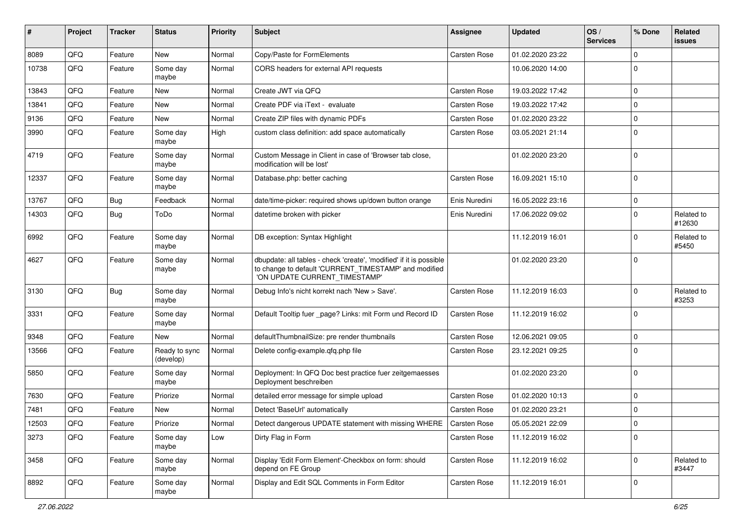| # | Project | Tracker | Status | Priority | Subject | Assignee | Updated | OS / Services | % Done | Related issues |
|---|---|---|---|---|---|---|---|---|---|---|
| 8089 | QFQ | Feature | New | Normal | Copy/Paste for FormElements | Carsten Rose | 01.02.2020 23:22 | | 0 | |
| 10738 | QFQ | Feature | Some day maybe | Normal | CORS headers for external API requests | | 10.06.2020 14:00 | | 0 | |
| 13843 | QFQ | Feature | New | Normal | Create JWT via QFQ | Carsten Rose | 19.03.2022 17:42 | | 0 | |
| 13841 | QFQ | Feature | New | Normal | Create PDF via iText - evaluate | Carsten Rose | 19.03.2022 17:42 | | 0 | |
| 9136 | QFQ | Feature | New | Normal | Create ZIP files with dynamic PDFs | Carsten Rose | 01.02.2020 23:22 | | 0 | |
| 3990 | QFQ | Feature | Some day maybe | High | custom class definition: add space automatically | Carsten Rose | 03.05.2021 21:14 | | 0 | |
| 4719 | QFQ | Feature | Some day maybe | Normal | Custom Message in Client in case of 'Browser tab close, modification will be lost' | | 01.02.2020 23:20 | | 0 | |
| 12337 | QFQ | Feature | Some day maybe | Normal | Database.php: better caching | Carsten Rose | 16.09.2021 15:10 | | 0 | |
| 13767 | QFQ | Bug | Feedback | Normal | date/time-picker: required shows up/down button orange | Enis Nuredini | 16.05.2022 23:16 | | 0 | |
| 14303 | QFQ | Bug | ToDo | Normal | datetime broken with picker | Enis Nuredini | 17.06.2022 09:02 | | 0 | Related to #12630 |
| 6992 | QFQ | Feature | Some day maybe | Normal | DB exception: Syntax Highlight | | 11.12.2019 16:01 | | 0 | Related to #5450 |
| 4627 | QFQ | Feature | Some day maybe | Normal | dbupdate: all tables - check 'create', 'modified' if it is possible to change to default 'CURRENT_TIMESTAMP' and modified 'ON UPDATE CURRENT_TIMESTAMP' | | 01.02.2020 23:20 | | 0 | |
| 3130 | QFQ | Bug | Some day maybe | Normal | Debug Info's nicht korrekt nach 'New > Save'. | Carsten Rose | 11.12.2019 16:03 | | 0 | Related to #3253 |
| 3331 | QFQ | Feature | Some day maybe | Normal | Default Tooltip fuer _page? Links: mit Form und Record ID | Carsten Rose | 11.12.2019 16:02 | | 0 | |
| 9348 | QFQ | Feature | New | Normal | defaultThumbnailSize: pre render thumbnails | Carsten Rose | 12.06.2021 09:05 | | 0 | |
| 13566 | QFQ | Feature | Ready to sync (develop) | Normal | Delete config-example.qfq.php file | Carsten Rose | 23.12.2021 09:25 | | 0 | |
| 5850 | QFQ | Feature | Some day maybe | Normal | Deployment: In QFQ Doc best practice fuer zeitgemaesses Deployment beschreiben | | 01.02.2020 23:20 | | 0 | |
| 7630 | QFQ | Feature | Priorize | Normal | detailed error message for simple upload | Carsten Rose | 01.02.2020 10:13 | | 0 | |
| 7481 | QFQ | Feature | New | Normal | Detect 'BaseUrl' automatically | Carsten Rose | 01.02.2020 23:21 | | 0 | |
| 12503 | QFQ | Feature | Priorize | Normal | Detect dangerous UPDATE statement with missing WHERE | Carsten Rose | 05.05.2021 22:09 | | 0 | |
| 3273 | QFQ | Feature | Some day maybe | Low | Dirty Flag in Form | Carsten Rose | 11.12.2019 16:02 | | 0 | |
| 3458 | QFQ | Feature | Some day maybe | Normal | Display 'Edit Form Element'-Checkbox on form: should depend on FE Group | Carsten Rose | 11.12.2019 16:02 | | 0 | Related to #3447 |
| 8892 | QFQ | Feature | Some day maybe | Normal | Display and Edit SQL Comments in Form Editor | Carsten Rose | 11.12.2019 16:01 | | 0 | |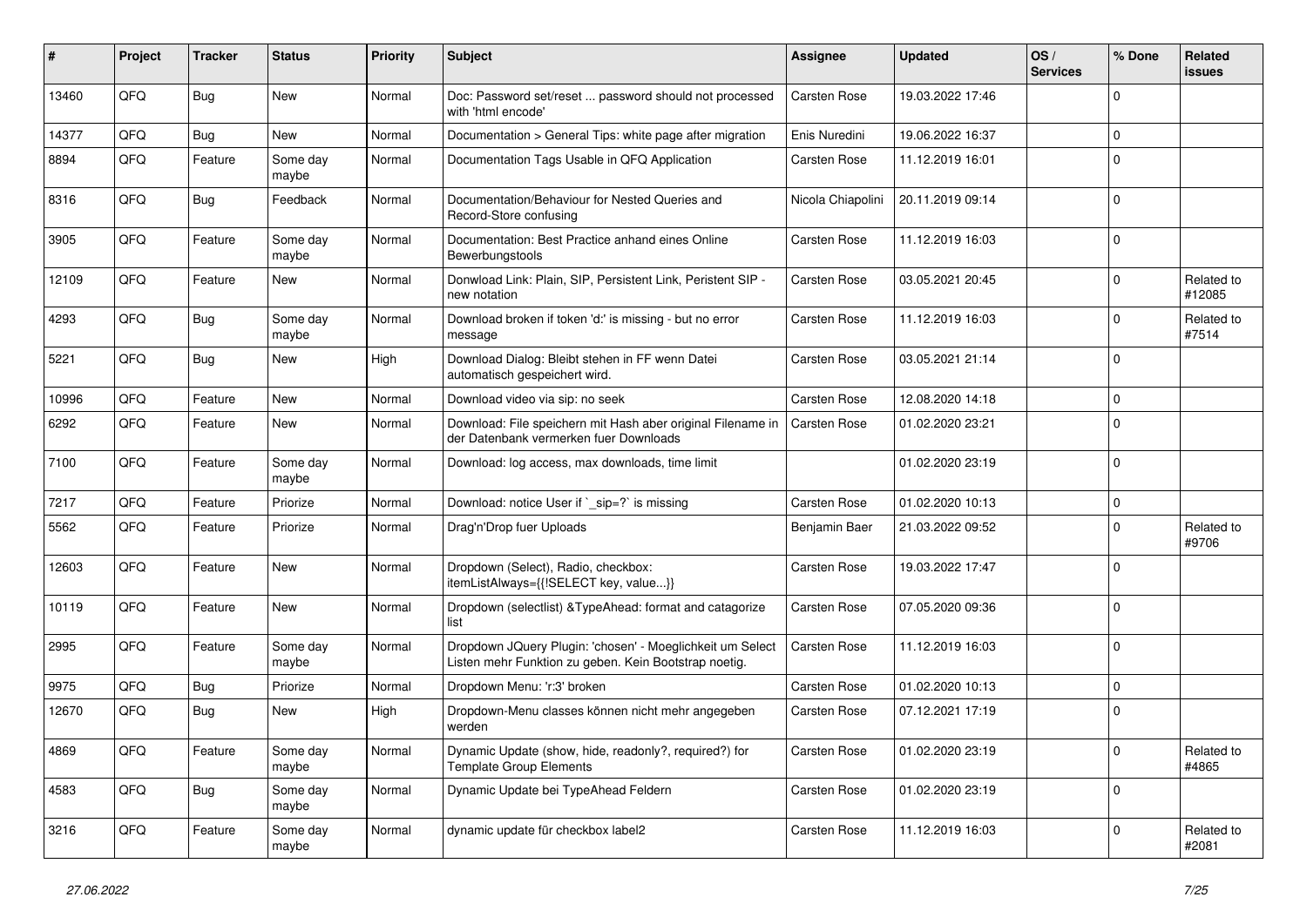| # | Project | Tracker | Status | Priority | Subject | Assignee | Updated | OS / Services | % Done | Related issues |
|---|---|---|---|---|---|---|---|---|---|---|
| 13460 | QFQ | Bug | New | Normal | Doc: Password set/reset ... password should not processed with 'html encode' | Carsten Rose | 19.03.2022 17:46 | | 0 | |
| 14377 | QFQ | Bug | New | Normal | Documentation > General Tips: white page after migration | Enis Nuredini | 19.06.2022 16:37 | | 0 | |
| 8894 | QFQ | Feature | Some day maybe | Normal | Documentation Tags Usable in QFQ Application | Carsten Rose | 11.12.2019 16:01 | | 0 | |
| 8316 | QFQ | Bug | Feedback | Normal | Documentation/Behaviour for Nested Queries and Record-Store confusing | Nicola Chiapolini | 20.11.2019 09:14 | | 0 | |
| 3905 | QFQ | Feature | Some day maybe | Normal | Documentation: Best Practice anhand eines Online Bewerbungstools | Carsten Rose | 11.12.2019 16:03 | | 0 | |
| 12109 | QFQ | Feature | New | Normal | Donwload Link: Plain, SIP, Persistent Link, Peristent SIP - new notation | Carsten Rose | 03.05.2021 20:45 | | 0 | Related to #12085 |
| 4293 | QFQ | Bug | Some day maybe | Normal | Download broken if token 'd:' is missing - but no error message | Carsten Rose | 11.12.2019 16:03 | | 0 | Related to #7514 |
| 5221 | QFQ | Bug | New | High | Download Dialog: Bleibt stehen in FF wenn Datei automatisch gespeichert wird. | Carsten Rose | 03.05.2021 21:14 | | 0 | |
| 10996 | QFQ | Feature | New | Normal | Download video via sip: no seek | Carsten Rose | 12.08.2020 14:18 | | 0 | |
| 6292 | QFQ | Feature | New | Normal | Download: File speichern mit Hash aber original Filename in der Datenbank vermerken fuer Downloads | Carsten Rose | 01.02.2020 23:21 | | 0 | |
| 7100 | QFQ | Feature | Some day maybe | Normal | Download: log access, max downloads, time limit | | 01.02.2020 23:19 | | 0 | |
| 7217 | QFQ | Feature | Priorize | Normal | Download: notice User if `_sip=?` is missing | Carsten Rose | 01.02.2020 10:13 | | 0 | |
| 5562 | QFQ | Feature | Priorize | Normal | Drag'n'Drop fuer Uploads | Benjamin Baer | 21.03.2022 09:52 | | 0 | Related to #9706 |
| 12603 | QFQ | Feature | New | Normal | Dropdown (Select), Radio, checkbox: itemListAlways={{!SELECT key, value...}} | Carsten Rose | 19.03.2022 17:47 | | 0 | |
| 10119 | QFQ | Feature | New | Normal | Dropdown (selectlist) &TypeAhead: format and catagorize list | Carsten Rose | 07.05.2020 09:36 | | 0 | |
| 2995 | QFQ | Feature | Some day maybe | Normal | Dropdown JQuery Plugin: 'chosen' - Moeglichkeit um Select Listen mehr Funktion zu geben. Kein Bootstrap noetig. | Carsten Rose | 11.12.2019 16:03 | | 0 | |
| 9975 | QFQ | Bug | Priorize | Normal | Dropdown Menu: 'r:3' broken | Carsten Rose | 01.02.2020 10:13 | | 0 | |
| 12670 | QFQ | Bug | New | High | Dropdown-Menu classes können nicht mehr angegeben werden | Carsten Rose | 07.12.2021 17:19 | | 0 | |
| 4869 | QFQ | Feature | Some day maybe | Normal | Dynamic Update (show, hide, readonly?, required?) for Template Group Elements | Carsten Rose | 01.02.2020 23:19 | | 0 | Related to #4865 |
| 4583 | QFQ | Bug | Some day maybe | Normal | Dynamic Update bei TypeAhead Feldern | Carsten Rose | 01.02.2020 23:19 | | 0 | |
| 3216 | QFQ | Feature | Some day maybe | Normal | dynamic update für checkbox label2 | Carsten Rose | 11.12.2019 16:03 | | 0 | Related to #2081 |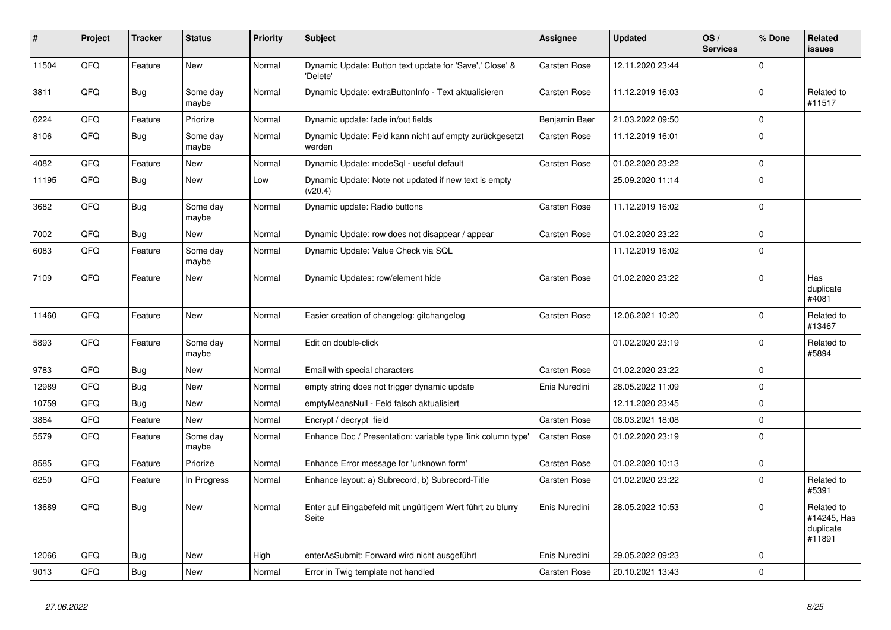| # | Project | Tracker | Status | Priority | Subject | Assignee | Updated | OS / Services | % Done | Related issues |
|---|---|---|---|---|---|---|---|---|---|---|
| 11504 | QFQ | Feature | New | Normal | Dynamic Update: Button text update for 'Save',' Close' & 'Delete' | Carsten Rose | 12.11.2020 23:44 | | 0 | |
| 3811 | QFQ | Bug | Some day maybe | Normal | Dynamic Update: extraButtonInfo - Text aktualisieren | Carsten Rose | 11.12.2019 16:03 | | 0 | Related to #11517 |
| 6224 | QFQ | Feature | Priorize | Normal | Dynamic update: fade in/out fields | Benjamin Baer | 21.03.2022 09:50 | | 0 | |
| 8106 | QFQ | Bug | Some day maybe | Normal | Dynamic Update: Feld kann nicht auf empty zurückgesetzt werden | Carsten Rose | 11.12.2019 16:01 | | 0 | |
| 4082 | QFQ | Feature | New | Normal | Dynamic Update: modeSql - useful default | Carsten Rose | 01.02.2020 23:22 | | 0 | |
| 11195 | QFQ | Bug | New | Low | Dynamic Update: Note not updated if new text is empty (v20.4) | | 25.09.2020 11:14 | | 0 | |
| 3682 | QFQ | Bug | Some day maybe | Normal | Dynamic update: Radio buttons | Carsten Rose | 11.12.2019 16:02 | | 0 | |
| 7002 | QFQ | Bug | New | Normal | Dynamic Update: row does not disappear / appear | Carsten Rose | 01.02.2020 23:22 | | 0 | |
| 6083 | QFQ | Feature | Some day maybe | Normal | Dynamic Update: Value Check via SQL | | 11.12.2019 16:02 | | 0 | |
| 7109 | QFQ | Feature | New | Normal | Dynamic Updates: row/element hide | Carsten Rose | 01.02.2020 23:22 | | 0 | Has duplicate #4081 |
| 11460 | QFQ | Feature | New | Normal | Easier creation of changelog: gitchangelog | Carsten Rose | 12.06.2021 10:20 | | 0 | Related to #13467 |
| 5893 | QFQ | Feature | Some day maybe | Normal | Edit on double-click | | 01.02.2020 23:19 | | 0 | Related to #5894 |
| 9783 | QFQ | Bug | New | Normal | Email with special characters | Carsten Rose | 01.02.2020 23:22 | | 0 | |
| 12989 | QFQ | Bug | New | Normal | empty string does not trigger dynamic update | Enis Nuredini | 28.05.2022 11:09 | | 0 | |
| 10759 | QFQ | Bug | New | Normal | emptyMeansNull - Feld falsch aktualisiert | | 12.11.2020 23:45 | | 0 | |
| 3864 | QFQ | Feature | New | Normal | Encrypt / decrypt field | Carsten Rose | 08.03.2021 18:08 | | 0 | |
| 5579 | QFQ | Feature | Some day maybe | Normal | Enhance Doc / Presentation: variable type 'link column type' | Carsten Rose | 01.02.2020 23:19 | | 0 | |
| 8585 | QFQ | Feature | Priorize | Normal | Enhance Error message for 'unknown form' | Carsten Rose | 01.02.2020 10:13 | | 0 | |
| 6250 | QFQ | Feature | In Progress | Normal | Enhance layout: a) Subrecord, b) Subrecord-Title | Carsten Rose | 01.02.2020 23:22 | | 0 | Related to #5391 |
| 13689 | QFQ | Bug | New | Normal | Enter auf Eingabefeld mit ungültigem Wert führt zu blurry Seite | Enis Nuredini | 28.05.2022 10:53 | | 0 | Related to #14245, Has duplicate #11891 |
| 12066 | QFQ | Bug | New | High | enterAsSubmit: Forward wird nicht ausgeführt | Enis Nuredini | 29.05.2022 09:23 | | 0 | |
| 9013 | QFQ | Bug | New | Normal | Error in Twig template not handled | Carsten Rose | 20.10.2021 13:43 | | 0 | |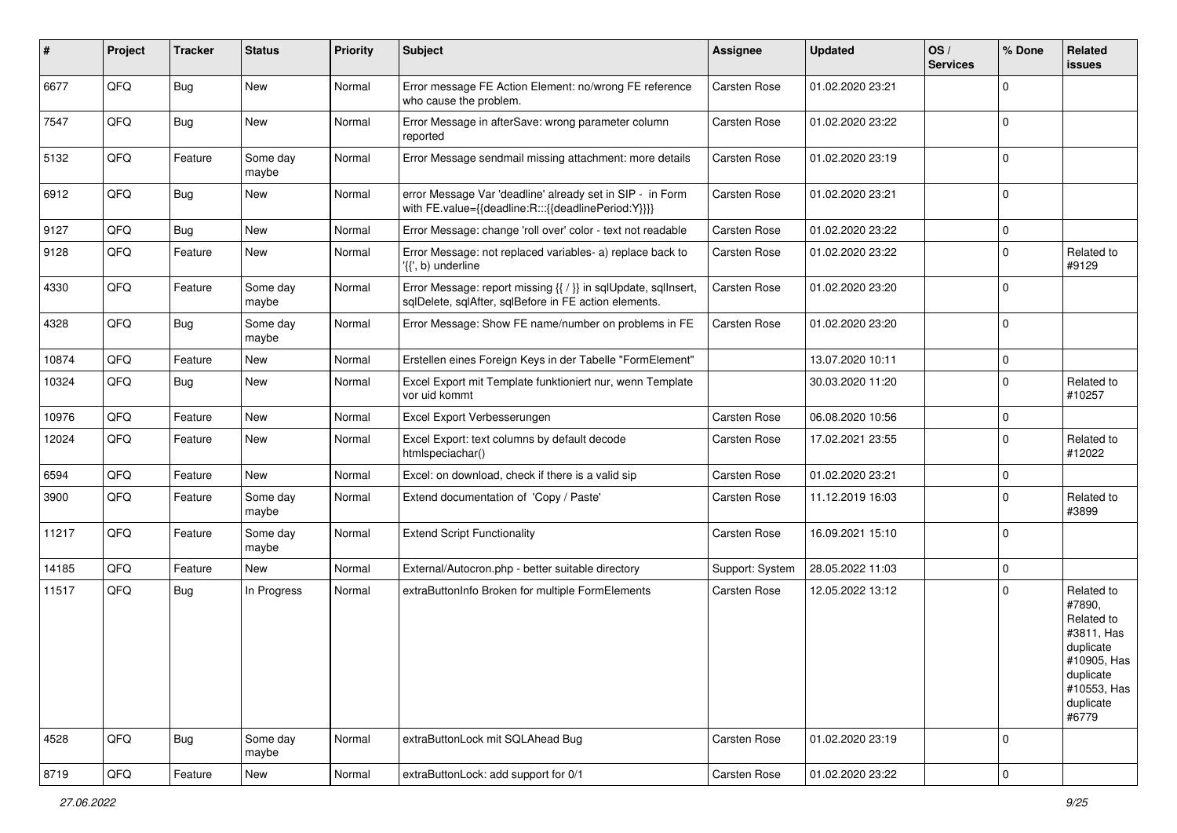| # | Project | Tracker | Status | Priority | Subject | Assignee | Updated | OS / Services | % Done | Related issues |
|---|---|---|---|---|---|---|---|---|---|---|
| 6677 | QFQ | Bug | New | Normal | Error message FE Action Element: no/wrong FE reference who cause the problem. | Carsten Rose | 01.02.2020 23:21 | | 0 | |
| 7547 | QFQ | Bug | New | Normal | Error Message in afterSave: wrong parameter column reported | Carsten Rose | 01.02.2020 23:22 | | 0 | |
| 5132 | QFQ | Feature | Some day maybe | Normal | Error Message sendmail missing attachment: more details | Carsten Rose | 01.02.2020 23:19 | | 0 | |
| 6912 | QFQ | Bug | New | Normal | error Message Var 'deadline' already set in SIP - in Form with FE.value={{deadline:R:::{{deadlinePeriod:Y}}}} | Carsten Rose | 01.02.2020 23:21 | | 0 | |
| 9127 | QFQ | Bug | New | Normal | Error Message: change 'roll over' color - text not readable | Carsten Rose | 01.02.2020 23:22 | | 0 | |
| 9128 | QFQ | Feature | New | Normal | Error Message: not replaced variables- a) replace back to '{{', b) underline | Carsten Rose | 01.02.2020 23:22 | | 0 | Related to #9129 |
| 4330 | QFQ | Feature | Some day maybe | Normal | Error Message: report missing {{ / }} in sqlUpdate, sqlInsert, sqlDelete, sqlAfter, sqlBefore in FE action elements. | Carsten Rose | 01.02.2020 23:20 | | 0 | |
| 4328 | QFQ | Bug | Some day maybe | Normal | Error Message: Show FE name/number on problems in FE | Carsten Rose | 01.02.2020 23:20 | | 0 | |
| 10874 | QFQ | Feature | New | Normal | Erstellen eines Foreign Keys in der Tabelle "FormElement" | | 13.07.2020 10:11 | | 0 | |
| 10324 | QFQ | Bug | New | Normal | Excel Export mit Template funktioniert nur, wenn Template vor uid kommt | | 30.03.2020 11:20 | | 0 | Related to #10257 |
| 10976 | QFQ | Feature | New | Normal | Excel Export Verbesserungen | Carsten Rose | 06.08.2020 10:56 | | 0 | |
| 12024 | QFQ | Feature | New | Normal | Excel Export: text columns by default decode htmlspeciachar() | Carsten Rose | 17.02.2021 23:55 | | 0 | Related to #12022 |
| 6594 | QFQ | Feature | New | Normal | Excel: on download, check if there is a valid sip | Carsten Rose | 01.02.2020 23:21 | | 0 | |
| 3900 | QFQ | Feature | Some day maybe | Normal | Extend documentation of 'Copy / Paste' | Carsten Rose | 11.12.2019 16:03 | | 0 | Related to #3899 |
| 11217 | QFQ | Feature | Some day maybe | Normal | Extend Script Functionality | Carsten Rose | 16.09.2021 15:10 | | 0 | |
| 14185 | QFQ | Feature | New | Normal | External/Autocron.php - better suitable directory | Support: System | 28.05.2022 11:03 | | 0 | |
| 11517 | QFQ | Bug | In Progress | Normal | extraButtonInfo Broken for multiple FormElements | Carsten Rose | 12.05.2022 13:12 | | 0 | Related to #7890, Related to #3811, Has duplicate #10905, Has duplicate #10553, Has duplicate #6779 |
| 4528 | QFQ | Bug | Some day maybe | Normal | extraButtonLock mit SQLAhead Bug | Carsten Rose | 01.02.2020 23:19 | | 0 | |
| 8719 | QFQ | Feature | New | Normal | extraButtonLock: add support for 0/1 | Carsten Rose | 01.02.2020 23:22 | | 0 | |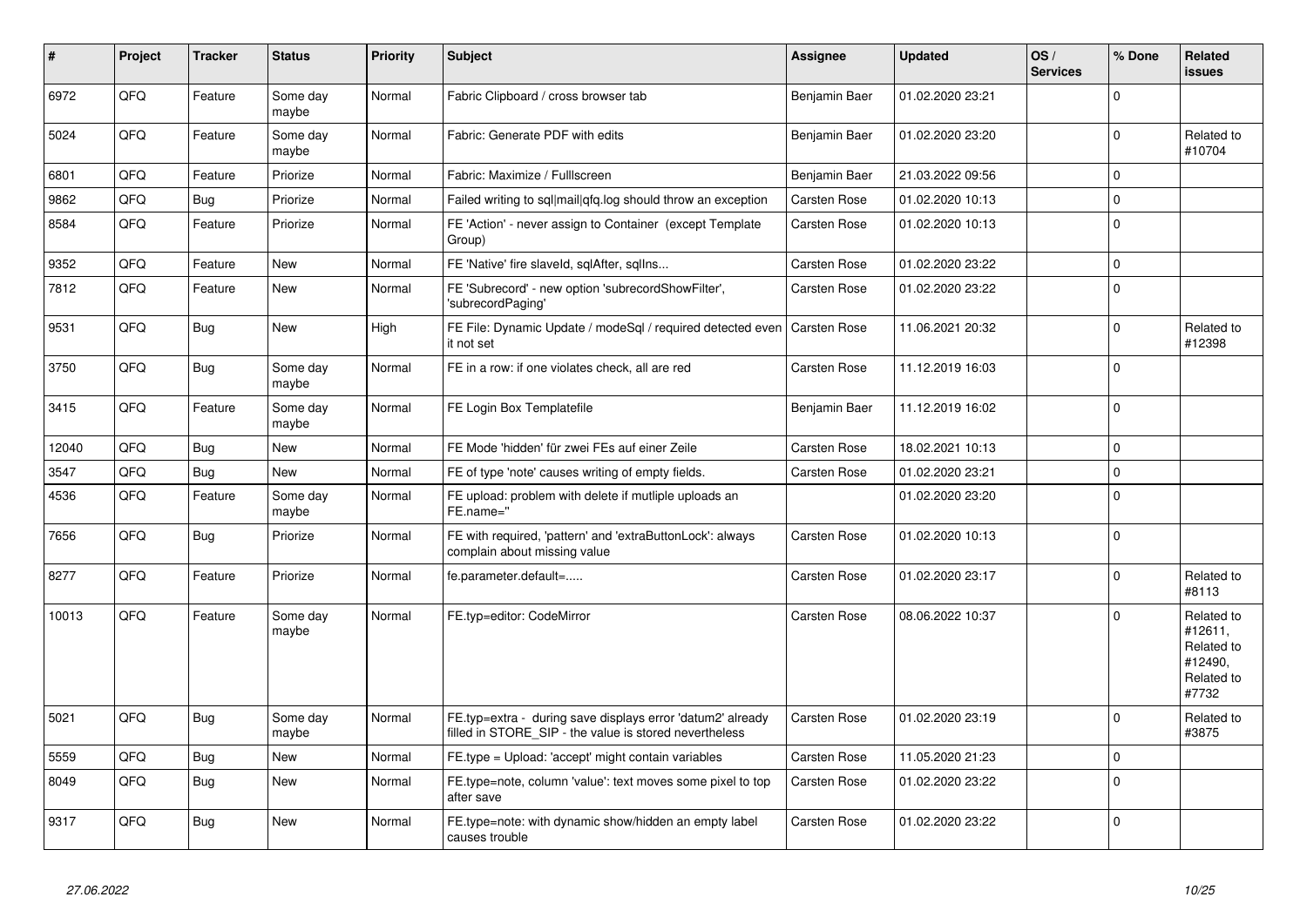| # | Project | Tracker | Status | Priority | Subject | Assignee | Updated | OS / Services | % Done | Related issues |
|---|---|---|---|---|---|---|---|---|---|---|
| 6972 | QFQ | Feature | Some day maybe | Normal | Fabric Clipboard / cross browser tab | Benjamin Baer | 01.02.2020 23:21 | | 0 | |
| 5024 | QFQ | Feature | Some day maybe | Normal | Fabric: Generate PDF with edits | Benjamin Baer | 01.02.2020 23:20 | | 0 | Related to #10704 |
| 6801 | QFQ | Feature | Priorize | Normal | Fabric: Maximize / Fulllscreen | Benjamin Baer | 21.03.2022 09:56 | | 0 | |
| 9862 | QFQ | Bug | Priorize | Normal | Failed writing to sql\|mail\|qfq.log should throw an exception | Carsten Rose | 01.02.2020 10:13 | | 0 | |
| 8584 | QFQ | Feature | Priorize | Normal | FE 'Action' - never assign to Container (except Template Group) | Carsten Rose | 01.02.2020 10:13 | | 0 | |
| 9352 | QFQ | Feature | New | Normal | FE 'Native' fire slaveId, sqlAfter, sqlIns... | Carsten Rose | 01.02.2020 23:22 | | 0 | |
| 7812 | QFQ | Feature | New | Normal | FE 'Subrecord' - new option 'subrecordShowFilter', 'subrecordPaging' | Carsten Rose | 01.02.2020 23:22 | | 0 | |
| 9531 | QFQ | Bug | New | High | FE File: Dynamic Update / modeSql / required detected even it not set | Carsten Rose | 11.06.2021 20:32 | | 0 | Related to #12398 |
| 3750 | QFQ | Bug | Some day maybe | Normal | FE in a row: if one violates check, all are red | Carsten Rose | 11.12.2019 16:03 | | 0 | |
| 3415 | QFQ | Feature | Some day maybe | Normal | FE Login Box Templatefile | Benjamin Baer | 11.12.2019 16:02 | | 0 | |
| 12040 | QFQ | Bug | New | Normal | FE Mode 'hidden' für zwei FEs auf einer Zeile | Carsten Rose | 18.02.2021 10:13 | | 0 | |
| 3547 | QFQ | Bug | New | Normal | FE of type 'note' causes writing of empty fields. | Carsten Rose | 01.02.2020 23:21 | | 0 | |
| 4536 | QFQ | Feature | Some day maybe | Normal | FE upload: problem with delete if mutliple uploads an FE.name='' | | 01.02.2020 23:20 | | 0 | |
| 7656 | QFQ | Bug | Priorize | Normal | FE with required, 'pattern' and 'extraButtonLock': always complain about missing value | Carsten Rose | 01.02.2020 10:13 | | 0 | |
| 8277 | QFQ | Feature | Priorize | Normal | fe.parameter.default=..... | Carsten Rose | 01.02.2020 23:17 | | 0 | Related to #8113 |
| 10013 | QFQ | Feature | Some day maybe | Normal | FE.typ=editor: CodeMirror | Carsten Rose | 08.06.2022 10:37 | | 0 | Related to #12611, Related to #12490, Related to #7732 |
| 5021 | QFQ | Bug | Some day maybe | Normal | FE.typ=extra - during save displays error 'datum2' already filled in STORE_SIP - the value is stored nevertheless | Carsten Rose | 01.02.2020 23:19 | | 0 | Related to #3875 |
| 5559 | QFQ | Bug | New | Normal | FE.type = Upload: 'accept' might contain variables | Carsten Rose | 11.05.2020 21:23 | | 0 | |
| 8049 | QFQ | Bug | New | Normal | FE.type=note, column 'value': text moves some pixel to top after save | Carsten Rose | 01.02.2020 23:22 | | 0 | |
| 9317 | QFQ | Bug | New | Normal | FE.type=note: with dynamic show/hidden an empty label causes trouble | Carsten Rose | 01.02.2020 23:22 | | 0 | |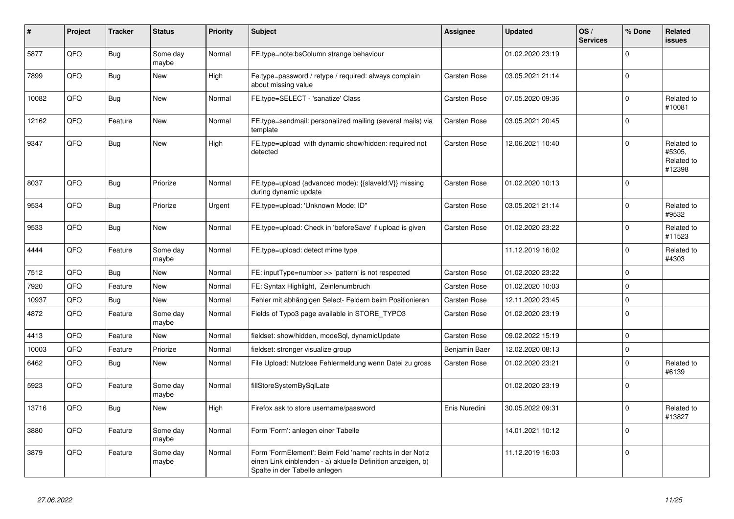| # | Project | Tracker | Status | Priority | Subject | Assignee | Updated | OS / Services | % Done | Related issues |
|---|---|---|---|---|---|---|---|---|---|---|
| 5877 | QFQ | Bug | Some day maybe | Normal | FE.type=note:bsColumn strange behaviour | | 01.02.2020 23:19 | | 0 | |
| 7899 | QFQ | Bug | New | High | Fe.type=password / retype / required: always complain about missing value | Carsten Rose | 03.05.2021 21:14 | | 0 | |
| 10082 | QFQ | Bug | New | Normal | FE.type=SELECT - 'sanatize' Class | Carsten Rose | 07.05.2020 09:36 | | 0 | Related to #10081 |
| 12162 | QFQ | Feature | New | Normal | FE.type=sendmail: personalized mailing (several mails) via template | Carsten Rose | 03.05.2021 20:45 | | 0 | |
| 9347 | QFQ | Bug | New | High | FE.type=upload with dynamic show/hidden: required not detected | Carsten Rose | 12.06.2021 10:40 | | 0 | Related to #5305, Related to #12398 |
| 8037 | QFQ | Bug | Priorize | Normal | FE.type=upload (advanced mode): {{slaveId:V}} missing during dynamic update | Carsten Rose | 01.02.2020 10:13 | | 0 | |
| 9534 | QFQ | Bug | Priorize | Urgent | FE.type=upload: 'Unknown Mode: ID" | Carsten Rose | 03.05.2021 21:14 | | 0 | Related to #9532 |
| 9533 | QFQ | Bug | New | Normal | FE.type=upload: Check in 'beforeSave' if upload is given | Carsten Rose | 01.02.2020 23:22 | | 0 | Related to #11523 |
| 4444 | QFQ | Feature | Some day maybe | Normal | FE.type=upload: detect mime type | | 11.12.2019 16:02 | | 0 | Related to #4303 |
| 7512 | QFQ | Bug | New | Normal | FE: inputType=number >> 'pattern' is not respected | Carsten Rose | 01.02.2020 23:22 | | 0 | |
| 7920 | QFQ | Feature | New | Normal | FE: Syntax Highlight, Zeinlenumbruch | Carsten Rose | 01.02.2020 10:03 | | 0 | |
| 10937 | QFQ | Bug | New | Normal | Fehler mit abhängigen Select- Feldern beim Positionieren | Carsten Rose | 12.11.2020 23:45 | | 0 | |
| 4872 | QFQ | Feature | Some day maybe | Normal | Fields of Typo3 page available in STORE_TYPO3 | Carsten Rose | 01.02.2020 23:19 | | 0 | |
| 4413 | QFQ | Feature | New | Normal | fieldset: show/hidden, modeSql, dynamicUpdate | Carsten Rose | 09.02.2022 15:19 | | 0 | |
| 10003 | QFQ | Feature | Priorize | Normal | fieldset: stronger visualize group | Benjamin Baer | 12.02.2020 08:13 | | 0 | |
| 6462 | QFQ | Bug | New | Normal | File Upload: Nutzlose Fehlermeldung wenn Datei zu gross | Carsten Rose | 01.02.2020 23:21 | | 0 | Related to #6139 |
| 5923 | QFQ | Feature | Some day maybe | Normal | fillStoreSystemBySqlLate | | 01.02.2020 23:19 | | 0 | |
| 13716 | QFQ | Bug | New | High | Firefox ask to store username/password | Enis Nuredini | 30.05.2022 09:31 | | 0 | Related to #13827 |
| 3880 | QFQ | Feature | Some day maybe | Normal | Form 'Form': anlegen einer Tabelle | | 14.01.2021 10:12 | | 0 | |
| 3879 | QFQ | Feature | Some day maybe | Normal | Form 'FormElement': Beim Feld 'name' rechts in der Notiz einen Link einblenden - a) aktuelle Definition anzeigen, b) Spalte in der Tabelle anlegen | | 11.12.2019 16:03 | | 0 | |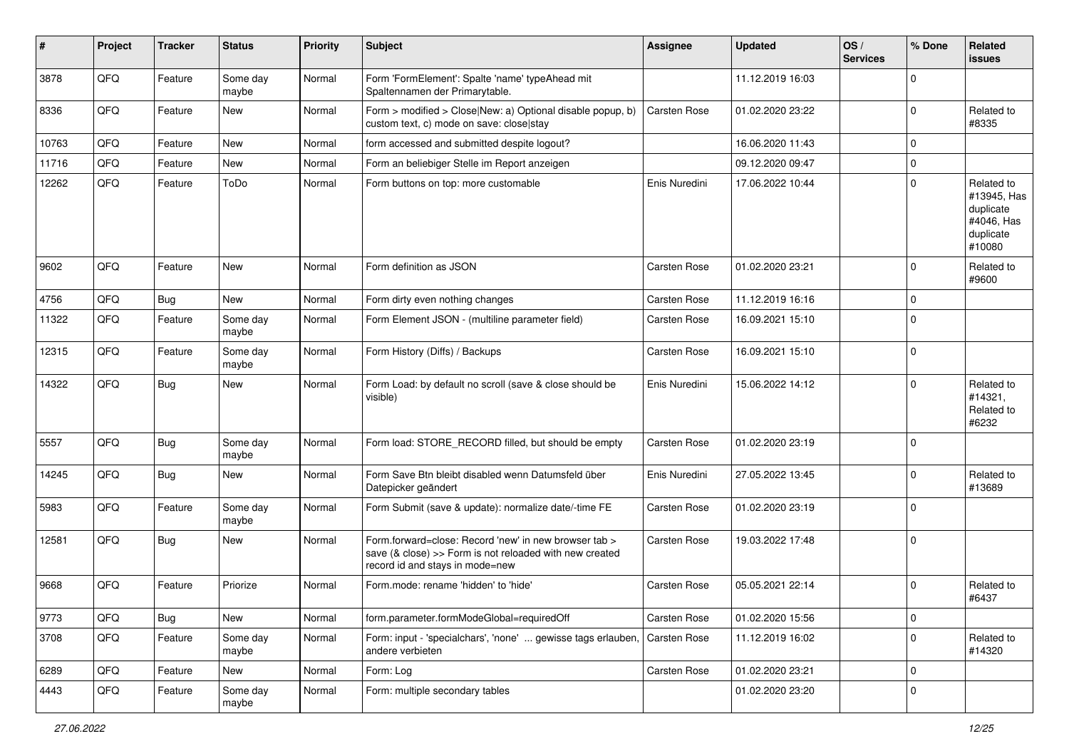| # | Project | Tracker | Status | Priority | Subject | Assignee | Updated | OS / Services | % Done | Related issues |
|---|---|---|---|---|---|---|---|---|---|---|
| 3878 | QFQ | Feature | Some day maybe | Normal | Form 'FormElement': Spalte 'name' typeAhead mit Spaltennamen der Primarytable. | | 11.12.2019 16:03 | | 0 | |
| 8336 | QFQ | Feature | New | Normal | Form > modified > Close\|New: a) Optional disable popup, b) custom text, c) mode on save: close\|stay | Carsten Rose | 01.02.2020 23:22 | | 0 | Related to #8335 |
| 10763 | QFQ | Feature | New | Normal | form accessed and submitted despite logout? | | 16.06.2020 11:43 | | 0 | |
| 11716 | QFQ | Feature | New | Normal | Form an beliebiger Stelle im Report anzeigen | | 09.12.2020 09:47 | | 0 | |
| 12262 | QFQ | Feature | ToDo | Normal | Form buttons on top: more customable | Enis Nuredini | 17.06.2022 10:44 | | 0 | Related to #13945, Has duplicate #4046, Has duplicate #10080 |
| 9602 | QFQ | Feature | New | Normal | Form definition as JSON | Carsten Rose | 01.02.2020 23:21 | | 0 | Related to #9600 |
| 4756 | QFQ | Bug | New | Normal | Form dirty even nothing changes | Carsten Rose | 11.12.2019 16:16 | | 0 | |
| 11322 | QFQ | Feature | Some day maybe | Normal | Form Element JSON - (multiline parameter field) | Carsten Rose | 16.09.2021 15:10 | | 0 | |
| 12315 | QFQ | Feature | Some day maybe | Normal | Form History (Diffs) / Backups | Carsten Rose | 16.09.2021 15:10 | | 0 | |
| 14322 | QFQ | Bug | New | Normal | Form Load: by default no scroll (save & close should be visible) | Enis Nuredini | 15.06.2022 14:12 | | 0 | Related to #14321, Related to #6232 |
| 5557 | QFQ | Bug | Some day maybe | Normal | Form load: STORE_RECORD filled, but should be empty | Carsten Rose | 01.02.2020 23:19 | | 0 | |
| 14245 | QFQ | Bug | New | Normal | Form Save Btn bleibt disabled wenn Datumsfeld über Datepicker geändert | Enis Nuredini | 27.05.2022 13:45 | | 0 | Related to #13689 |
| 5983 | QFQ | Feature | Some day maybe | Normal | Form Submit (save & update): normalize date/-time FE | Carsten Rose | 01.02.2020 23:19 | | 0 | |
| 12581 | QFQ | Bug | New | Normal | Form.forward=close: Record 'new' in new browser tab > save (& close) >> Form is not reloaded with new created record id and stays in mode=new | Carsten Rose | 19.03.2022 17:48 | | 0 | |
| 9668 | QFQ | Feature | Priorize | Normal | Form.mode: rename 'hidden' to 'hide' | Carsten Rose | 05.05.2021 22:14 | | 0 | Related to #6437 |
| 9773 | QFQ | Bug | New | Normal | form.parameter.formModeGlobal=requiredOff | Carsten Rose | 01.02.2020 15:56 | | 0 | |
| 3708 | QFQ | Feature | Some day maybe | Normal | Form: input - 'specialchars', 'none' ... gewisse tags erlauben, andere verbieten | Carsten Rose | 11.12.2019 16:02 | | 0 | Related to #14320 |
| 6289 | QFQ | Feature | New | Normal | Form: Log | Carsten Rose | 01.02.2020 23:21 | | 0 | |
| 4443 | QFQ | Feature | Some day maybe | Normal | Form: multiple secondary tables | | 01.02.2020 23:20 | | 0 | |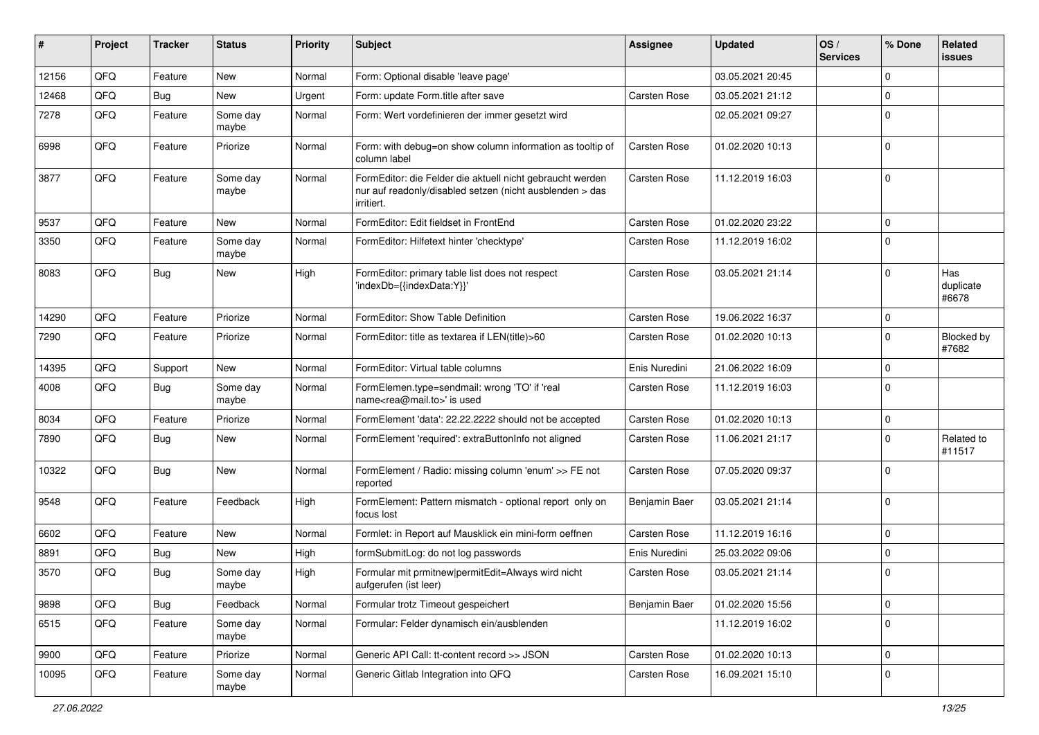| # | Project | Tracker | Status | Priority | Subject | Assignee | Updated | OS / Services | % Done | Related issues |
|---|---|---|---|---|---|---|---|---|---|---|
| 12156 | QFQ | Feature | New | Normal | Form: Optional disable 'leave page' | | 03.05.2021 20:45 | | 0 | |
| 12468 | QFQ | Bug | New | Urgent | Form: update Form.title after save | Carsten Rose | 03.05.2021 21:12 | | 0 | |
| 7278 | QFQ | Feature | Some day maybe | Normal | Form: Wert vordefinieren der immer gesetzt wird | | 02.05.2021 09:27 | | 0 | |
| 6998 | QFQ | Feature | Priorize | Normal | Form: with debug=on show column information as tooltip of column label | Carsten Rose | 01.02.2020 10:13 | | 0 | |
| 3877 | QFQ | Feature | Some day maybe | Normal | FormEditor: die Felder die aktuell nicht gebraucht werden nur auf readonly/disabled setzen (nicht ausblenden > das irritiert. | Carsten Rose | 11.12.2019 16:03 | | 0 | |
| 9537 | QFQ | Feature | New | Normal | FormEditor: Edit fieldset in FrontEnd | Carsten Rose | 01.02.2020 23:22 | | 0 | |
| 3350 | QFQ | Feature | Some day maybe | Normal | FormEditor: Hilfetext hinter 'checktype' | Carsten Rose | 11.12.2019 16:02 | | 0 | |
| 8083 | QFQ | Bug | New | High | FormEditor: primary table list does not respect 'indexDb={{indexData:Y}}' | Carsten Rose | 03.05.2021 21:14 | | 0 | Has duplicate #6678 |
| 14290 | QFQ | Feature | Priorize | Normal | FormEditor: Show Table Definition | Carsten Rose | 19.06.2022 16:37 | | 0 | |
| 7290 | QFQ | Feature | Priorize | Normal | FormEditor: title as textarea if LEN(title)>60 | Carsten Rose | 01.02.2020 10:13 | | 0 | Blocked by #7682 |
| 14395 | QFQ | Support | New | Normal | FormEditor: Virtual table columns | Enis Nuredini | 21.06.2022 16:09 | | 0 | |
| 4008 | QFQ | Bug | Some day maybe | Normal | FormElemen.type=sendmail: wrong 'TO' if 'real name<rea@mail.to>' is used | Carsten Rose | 11.12.2019 16:03 | | 0 | |
| 8034 | QFQ | Feature | Priorize | Normal | FormElement 'data': 22.22.2222 should not be accepted | Carsten Rose | 01.02.2020 10:13 | | 0 | |
| 7890 | QFQ | Bug | New | Normal | FormElement 'required': extraButtonInfo not aligned | Carsten Rose | 11.06.2021 21:17 | | 0 | Related to #11517 |
| 10322 | QFQ | Bug | New | Normal | FormElement / Radio: missing column 'enum' >> FE not reported | Carsten Rose | 07.05.2020 09:37 | | 0 | |
| 9548 | QFQ | Feature | Feedback | High | FormElement: Pattern mismatch - optional report only on focus lost | Benjamin Baer | 03.05.2021 21:14 | | 0 | |
| 6602 | QFQ | Feature | New | Normal | Formlet: in Report auf Mausklick ein mini-form oeffnen | Carsten Rose | 11.12.2019 16:16 | | 0 | |
| 8891 | QFQ | Bug | New | High | formSubmitLog: do not log passwords | Enis Nuredini | 25.03.2022 09:06 | | 0 | |
| 3570 | QFQ | Bug | Some day maybe | High | Formular mit prmitnew\|permitEdit=Always wird nicht aufgerufen (ist leer) | Carsten Rose | 03.05.2021 21:14 | | 0 | |
| 9898 | QFQ | Bug | Feedback | Normal | Formular trotz Timeout gespeichert | Benjamin Baer | 01.02.2020 15:56 | | 0 | |
| 6515 | QFQ | Feature | Some day maybe | Normal | Formular: Felder dynamisch ein/ausblenden | | 11.12.2019 16:02 | | 0 | |
| 9900 | QFQ | Feature | Priorize | Normal | Generic API Call: tt-content record >> JSON | Carsten Rose | 01.02.2020 10:13 | | 0 | |
| 10095 | QFQ | Feature | Some day maybe | Normal | Generic Gitlab Integration into QFQ | Carsten Rose | 16.09.2021 15:10 | | 0 | |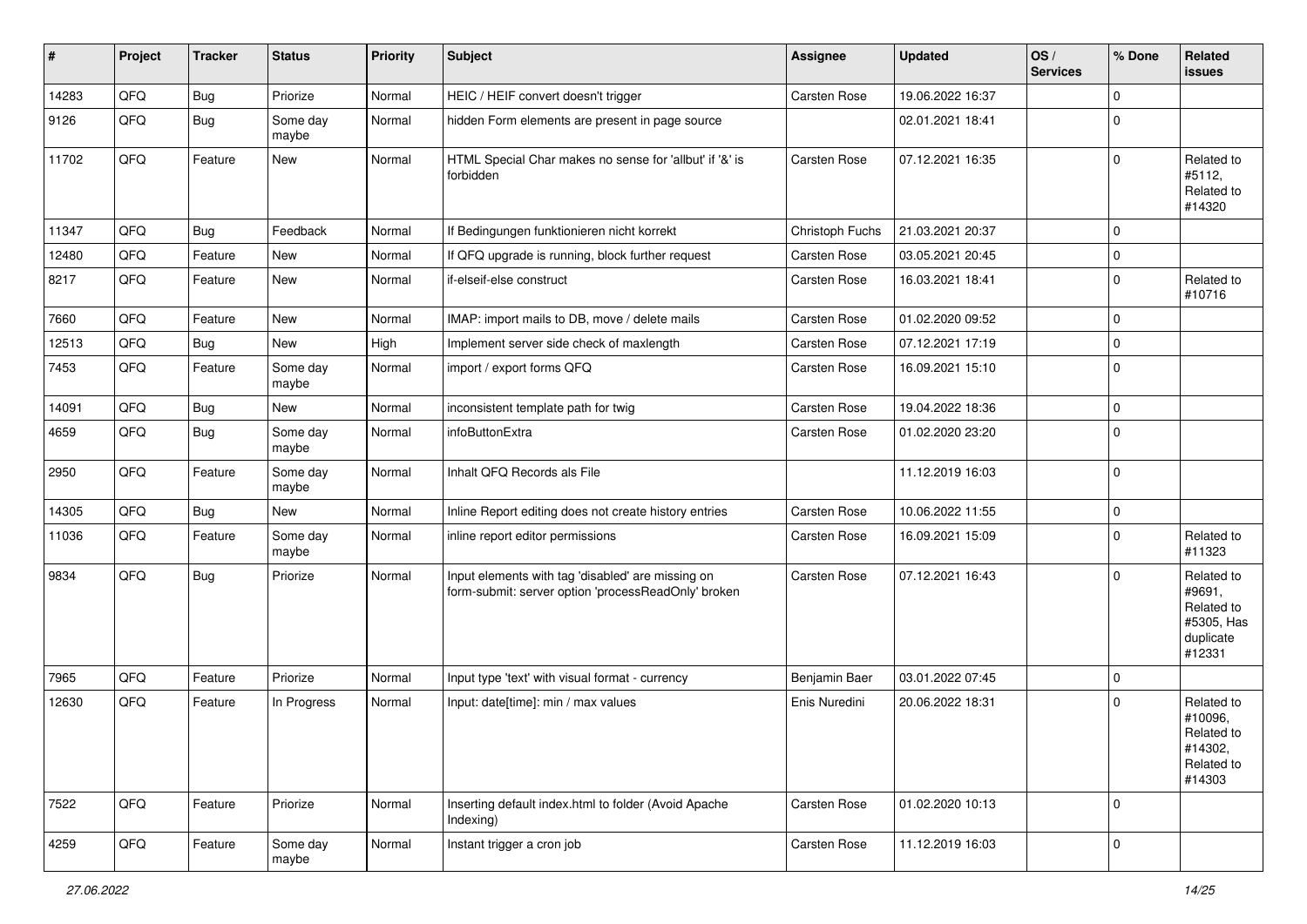| # | Project | Tracker | Status | Priority | Subject | Assignee | Updated | OS / Services | % Done | Related issues |
|---|---|---|---|---|---|---|---|---|---|---|
| 14283 | QFQ | Bug | Priorize | Normal | HEIC / HEIF convert doesn't trigger | Carsten Rose | 19.06.2022 16:37 | | 0 | |
| 9126 | QFQ | Bug | Some day maybe | Normal | hidden Form elements are present in page source | | 02.01.2021 18:41 | | 0 | |
| 11702 | QFQ | Feature | New | Normal | HTML Special Char makes no sense for 'allbut' if '&' is forbidden | Carsten Rose | 07.12.2021 16:35 | | 0 | Related to #5112, Related to #14320 |
| 11347 | QFQ | Bug | Feedback | Normal | If Bedingungen funktionieren nicht korrekt | Christoph Fuchs | 21.03.2021 20:37 | | 0 | |
| 12480 | QFQ | Feature | New | Normal | If QFQ upgrade is running, block further request | Carsten Rose | 03.05.2021 20:45 | | 0 | |
| 8217 | QFQ | Feature | New | Normal | if-elseif-else construct | Carsten Rose | 16.03.2021 18:41 | | 0 | Related to #10716 |
| 7660 | QFQ | Feature | New | Normal | IMAP: import mails to DB, move / delete mails | Carsten Rose | 01.02.2020 09:52 | | 0 | |
| 12513 | QFQ | Bug | New | High | Implement server side check of maxlength | Carsten Rose | 07.12.2021 17:19 | | 0 | |
| 7453 | QFQ | Feature | Some day maybe | Normal | import / export forms QFQ | Carsten Rose | 16.09.2021 15:10 | | 0 | |
| 14091 | QFQ | Bug | New | Normal | inconsistent template path for twig | Carsten Rose | 19.04.2022 18:36 | | 0 | |
| 4659 | QFQ | Bug | Some day maybe | Normal | infoButtonExtra | Carsten Rose | 01.02.2020 23:20 | | 0 | |
| 2950 | QFQ | Feature | Some day maybe | Normal | Inhalt QFQ Records als File | | 11.12.2019 16:03 | | 0 | |
| 14305 | QFQ | Bug | New | Normal | Inline Report editing does not create history entries | Carsten Rose | 10.06.2022 11:55 | | 0 | |
| 11036 | QFQ | Feature | Some day maybe | Normal | inline report editor permissions | Carsten Rose | 16.09.2021 15:09 | | 0 | Related to #11323 |
| 9834 | QFQ | Bug | Priorize | Normal | Input elements with tag 'disabled' are missing on form-submit: server option 'processReadOnly' broken | Carsten Rose | 07.12.2021 16:43 | | 0 | Related to #9691, Related to #5305, Has duplicate #12331 |
| 7965 | QFQ | Feature | Priorize | Normal | Input type 'text' with visual format - currency | Benjamin Baer | 03.01.2022 07:45 | | 0 | |
| 12630 | QFQ | Feature | In Progress | Normal | Input: date[time]: min / max values | Enis Nuredini | 20.06.2022 18:31 | | 0 | Related to #10096, Related to #14302, Related to #14303 |
| 7522 | QFQ | Feature | Priorize | Normal | Inserting default index.html to folder (Avoid Apache Indexing) | Carsten Rose | 01.02.2020 10:13 | | 0 | |
| 4259 | QFQ | Feature | Some day maybe | Normal | Instant trigger a cron job | Carsten Rose | 11.12.2019 16:03 | | 0 | |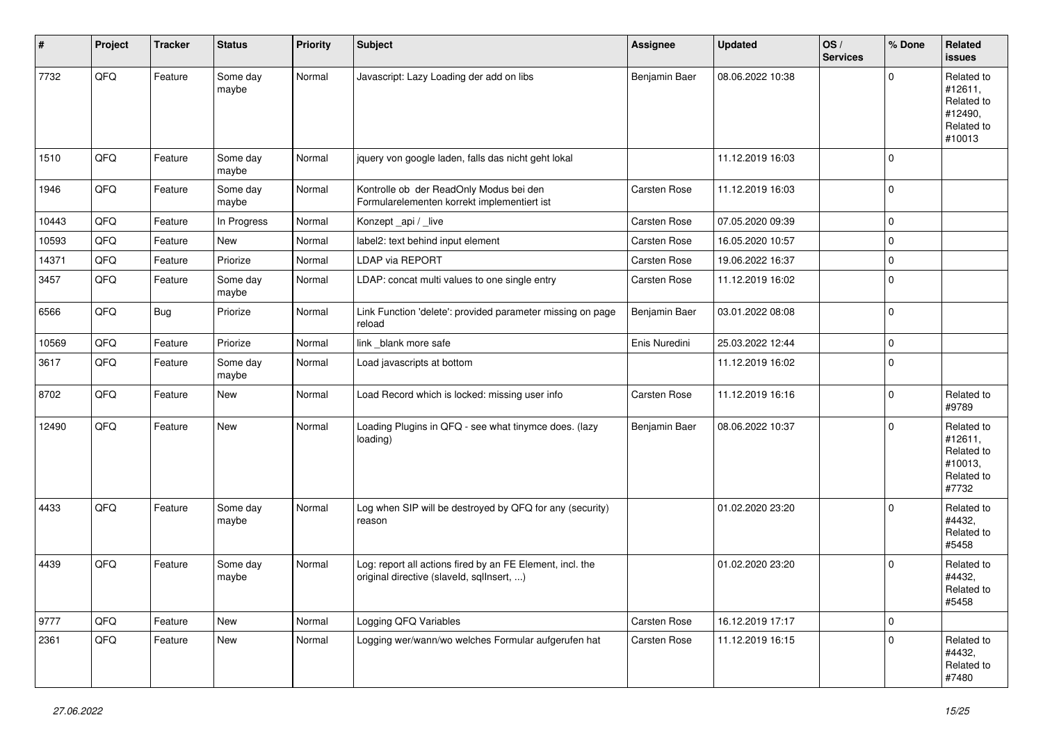| # | Project | Tracker | Status | Priority | Subject | Assignee | Updated | OS / Services | % Done | Related issues |
|---|---|---|---|---|---|---|---|---|---|---|
| 7732 | QFQ | Feature | Some day maybe | Normal | Javascript: Lazy Loading der add on libs | Benjamin Baer | 08.06.2022 10:38 | | 0 | Related to #12611, Related to #12490, Related to #10013 |
| 1510 | QFQ | Feature | Some day maybe | Normal | jquery von google laden, falls das nicht geht lokal | | 11.12.2019 16:03 | | 0 | |
| 1946 | QFQ | Feature | Some day maybe | Normal | Kontrolle ob der ReadOnly Modus bei den Formularelementen korrekt implementiert ist | Carsten Rose | 11.12.2019 16:03 | | 0 | |
| 10443 | QFQ | Feature | In Progress | Normal | Konzept _api / _live | Carsten Rose | 07.05.2020 09:39 | | 0 | |
| 10593 | QFQ | Feature | New | Normal | label2: text behind input element | Carsten Rose | 16.05.2020 10:57 | | 0 | |
| 14371 | QFQ | Feature | Priorize | Normal | LDAP via REPORT | Carsten Rose | 19.06.2022 16:37 | | 0 | |
| 3457 | QFQ | Feature | Some day maybe | Normal | LDAP: concat multi values to one single entry | Carsten Rose | 11.12.2019 16:02 | | 0 | |
| 6566 | QFQ | Bug | Priorize | Normal | Link Function 'delete': provided parameter missing on page reload | Benjamin Baer | 03.01.2022 08:08 | | 0 | |
| 10569 | QFQ | Feature | Priorize | Normal | link _blank more safe | Enis Nuredini | 25.03.2022 12:44 | | 0 | |
| 3617 | QFQ | Feature | Some day maybe | Normal | Load javascripts at bottom | | 11.12.2019 16:02 | | 0 | |
| 8702 | QFQ | Feature | New | Normal | Load Record which is locked: missing user info | Carsten Rose | 11.12.2019 16:16 | | 0 | Related to #9789 |
| 12490 | QFQ | Feature | New | Normal | Loading Plugins in QFQ - see what tinymce does. (lazy loading) | Benjamin Baer | 08.06.2022 10:37 | | 0 | Related to #12611, Related to #10013, Related to #7732 |
| 4433 | QFQ | Feature | Some day maybe | Normal | Log when SIP will be destroyed by QFQ for any (security) reason | | 01.02.2020 23:20 | | 0 | Related to #4432, Related to #5458 |
| 4439 | QFQ | Feature | Some day maybe | Normal | Log: report all actions fired by an FE Element, incl. the original directive (slaveId, sqlInsert, ...) | | 01.02.2020 23:20 | | 0 | Related to #4432, Related to #5458 |
| 9777 | QFQ | Feature | New | Normal | Logging QFQ Variables | Carsten Rose | 16.12.2019 17:17 | | 0 | |
| 2361 | QFQ | Feature | New | Normal | Logging wer/wann/wo welches Formular aufgerufen hat | Carsten Rose | 11.12.2019 16:15 | | 0 | Related to #4432, Related to #7480 |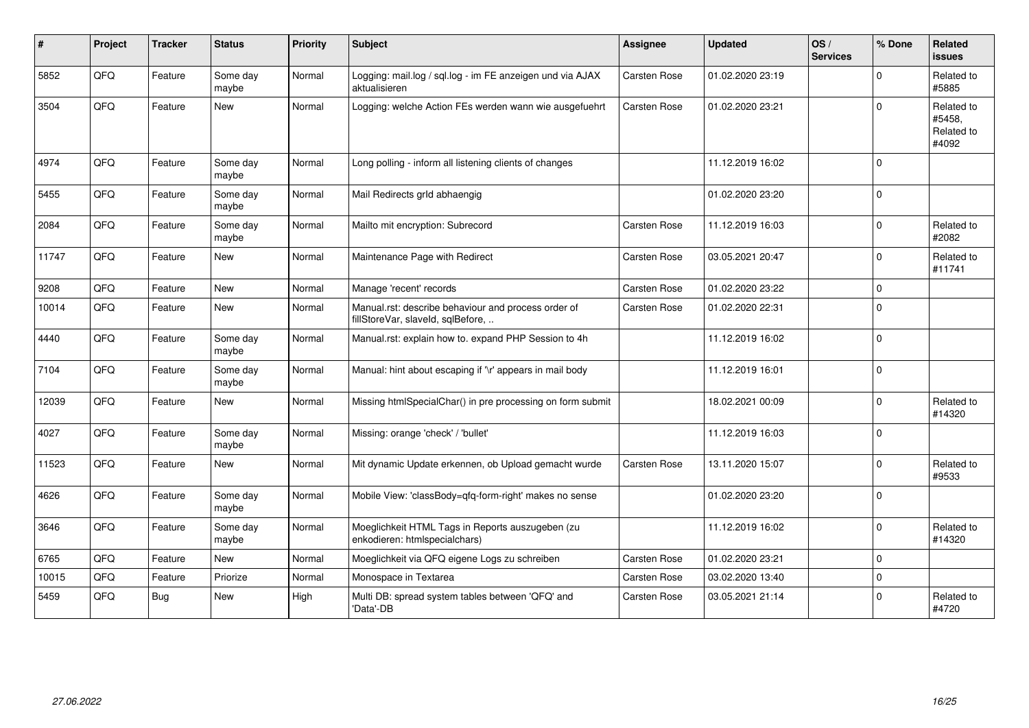| # | Project | Tracker | Status | Priority | Subject | Assignee | Updated | OS / Services | % Done | Related issues |
|---|---|---|---|---|---|---|---|---|---|---|
| 5852 | QFQ | Feature | Some day maybe | Normal | Logging: mail.log / sql.log - im FE anzeigen und via AJAX aktualisieren | Carsten Rose | 01.02.2020 23:19 | | 0 | Related to #5885 |
| 3504 | QFQ | Feature | New | Normal | Logging: welche Action FEs werden wann wie ausgefuehrt | Carsten Rose | 01.02.2020 23:21 | | 0 | Related to #5458, Related to #4092 |
| 4974 | QFQ | Feature | Some day maybe | Normal | Long polling - inform all listening clients of changes | | 11.12.2019 16:02 | | 0 | |
| 5455 | QFQ | Feature | Some day maybe | Normal | Mail Redirects grId abhaengig | | 01.02.2020 23:20 | | 0 | |
| 2084 | QFQ | Feature | Some day maybe | Normal | Mailto mit encryption: Subrecord | Carsten Rose | 11.12.2019 16:03 | | 0 | Related to #2082 |
| 11747 | QFQ | Feature | New | Normal | Maintenance Page with Redirect | Carsten Rose | 03.05.2021 20:47 | | 0 | Related to #11741 |
| 9208 | QFQ | Feature | New | Normal | Manage 'recent' records | Carsten Rose | 01.02.2020 23:22 | | 0 | |
| 10014 | QFQ | Feature | New | Normal | Manual.rst: describe behaviour and process order of fillStoreVar, slaveId, sqlBefore, .. | Carsten Rose | 01.02.2020 22:31 | | 0 | |
| 4440 | QFQ | Feature | Some day maybe | Normal | Manual.rst: explain how to. expand PHP Session to 4h | | 11.12.2019 16:02 | | 0 | |
| 7104 | QFQ | Feature | Some day maybe | Normal | Manual: hint about escaping if '\r' appears in mail body | | 11.12.2019 16:01 | | 0 | |
| 12039 | QFQ | Feature | New | Normal | Missing htmlSpecialChar() in pre processing on form submit | | 18.02.2021 00:09 | | 0 | Related to #14320 |
| 4027 | QFQ | Feature | Some day maybe | Normal | Missing: orange 'check' / 'bullet' | | 11.12.2019 16:03 | | 0 | |
| 11523 | QFQ | Feature | New | Normal | Mit dynamic Update erkennen, ob Upload gemacht wurde | Carsten Rose | 13.11.2020 15:07 | | 0 | Related to #9533 |
| 4626 | QFQ | Feature | Some day maybe | Normal | Mobile View: 'classBody=qfq-form-right' makes no sense | | 01.02.2020 23:20 | | 0 | |
| 3646 | QFQ | Feature | Some day maybe | Normal | Moeglichkeit HTML Tags in Reports auszugeben (zu enkodieren: htmlspecialchars) | | 11.12.2019 16:02 | | 0 | Related to #14320 |
| 6765 | QFQ | Feature | New | Normal | Moeglichkeit via QFQ eigene Logs zu schreiben | Carsten Rose | 01.02.2020 23:21 | | 0 | |
| 10015 | QFQ | Feature | Priorize | Normal | Monospace in Textarea | Carsten Rose | 03.02.2020 13:40 | | 0 | |
| 5459 | QFQ | Bug | New | High | Multi DB: spread system tables between 'QFQ' and 'Data'-DB | Carsten Rose | 03.05.2021 21:14 | | 0 | Related to #4720 |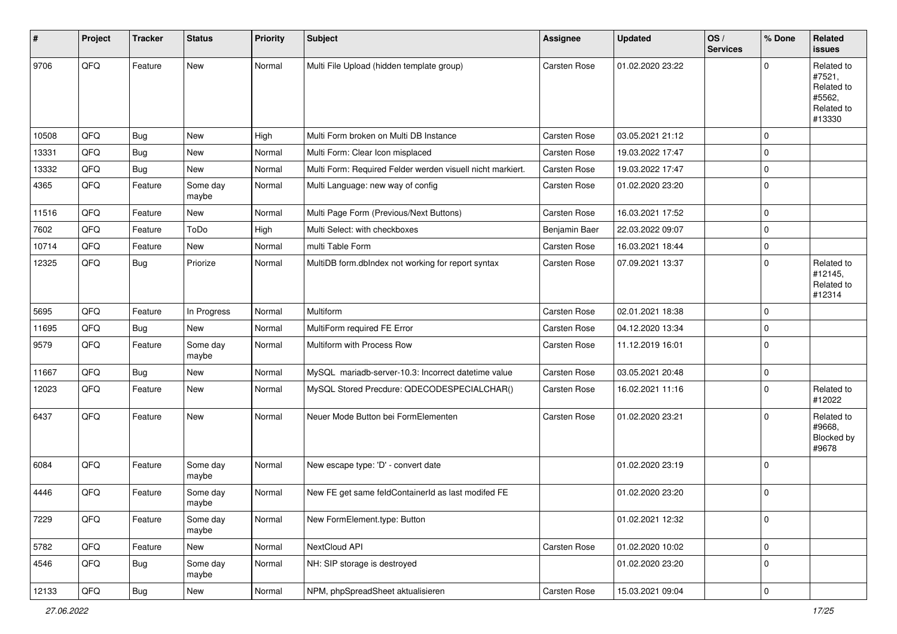| # | Project | Tracker | Status | Priority | Subject | Assignee | Updated | OS / Services | % Done | Related issues |
|---|---|---|---|---|---|---|---|---|---|---|
| 9706 | QFQ | Feature | New | Normal | Multi File Upload (hidden template group) | Carsten Rose | 01.02.2020 23:22 | | 0 | Related to #7521, Related to #5562, Related to #13330 |
| 10508 | QFQ | Bug | New | High | Multi Form broken on Multi DB Instance | Carsten Rose | 03.05.2021 21:12 | | 0 | |
| 13331 | QFQ | Bug | New | Normal | Multi Form: Clear Icon misplaced | Carsten Rose | 19.03.2022 17:47 | | 0 | |
| 13332 | QFQ | Bug | New | Normal | Multi Form: Required Felder werden visuell nicht markiert. | Carsten Rose | 19.03.2022 17:47 | | 0 | |
| 4365 | QFQ | Feature | Some day maybe | Normal | Multi Language: new way of config | Carsten Rose | 01.02.2020 23:20 | | 0 | |
| 11516 | QFQ | Feature | New | Normal | Multi Page Form (Previous/Next Buttons) | Carsten Rose | 16.03.2021 17:52 | | 0 | |
| 7602 | QFQ | Feature | ToDo | High | Multi Select: with checkboxes | Benjamin Baer | 22.03.2022 09:07 | | 0 | |
| 10714 | QFQ | Feature | New | Normal | multi Table Form | Carsten Rose | 16.03.2021 18:44 | | 0 | |
| 12325 | QFQ | Bug | Priorize | Normal | MultiDB form.dbIndex not working for report syntax | Carsten Rose | 07.09.2021 13:37 | | 0 | Related to #12145, Related to #12314 |
| 5695 | QFQ | Feature | In Progress | Normal | Multiform | Carsten Rose | 02.01.2021 18:38 | | 0 | |
| 11695 | QFQ | Bug | New | Normal | MultiForm required FE Error | Carsten Rose | 04.12.2020 13:34 | | 0 | |
| 9579 | QFQ | Feature | Some day maybe | Normal | Multiform with Process Row | Carsten Rose | 11.12.2019 16:01 | | 0 | |
| 11667 | QFQ | Bug | New | Normal | MySQL mariadb-server-10.3: Incorrect datetime value | Carsten Rose | 03.05.2021 20:48 | | 0 | |
| 12023 | QFQ | Feature | New | Normal | MySQL Stored Precdure: QDECODESPECIALCHAR() | Carsten Rose | 16.02.2021 11:16 | | 0 | Related to #12022 |
| 6437 | QFQ | Feature | New | Normal | Neuer Mode Button bei FormElementen | Carsten Rose | 01.02.2020 23:21 | | 0 | Related to #9668, Blocked by #9678 |
| 6084 | QFQ | Feature | Some day maybe | Normal | New escape type: 'D' - convert date | | 01.02.2020 23:19 | | 0 | |
| 4446 | QFQ | Feature | Some day maybe | Normal | New FE get same feldContainerId as last modifed FE | | 01.02.2020 23:20 | | 0 | |
| 7229 | QFQ | Feature | Some day maybe | Normal | New FormElement.type: Button | | 01.02.2021 12:32 | | 0 | |
| 5782 | QFQ | Feature | New | Normal | NextCloud API | Carsten Rose | 01.02.2020 10:02 | | 0 | |
| 4546 | QFQ | Bug | Some day maybe | Normal | NH: SIP storage is destroyed | | 01.02.2020 23:20 | | 0 | |
| 12133 | QFQ | Bug | New | Normal | NPM, phpSpreadSheet aktualisieren | Carsten Rose | 15.03.2021 09:04 | | 0 | |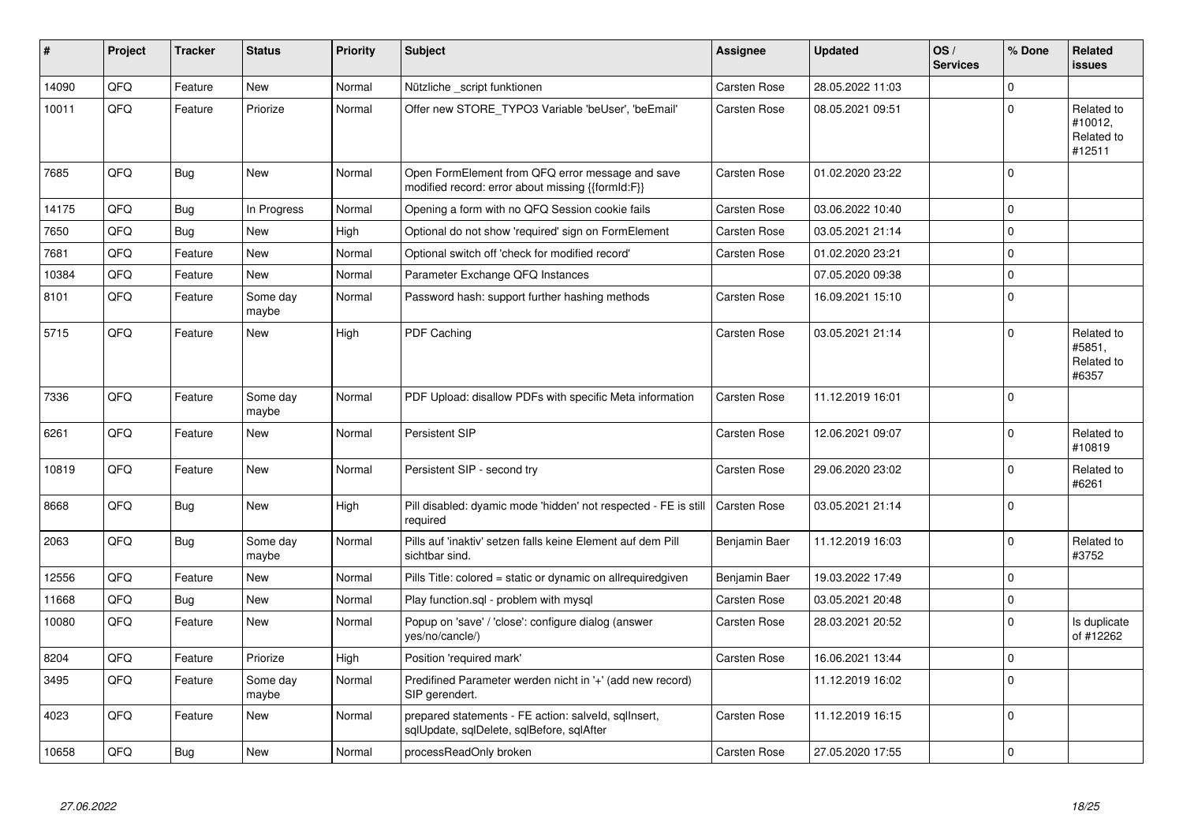| # | Project | Tracker | Status | Priority | Subject | Assignee | Updated | OS / Services | % Done | Related issues |
|---|---|---|---|---|---|---|---|---|---|---|
| 14090 | QFQ | Feature | New | Normal | Nützliche _script funktionen | Carsten Rose | 28.05.2022 11:03 | | 0 | |
| 10011 | QFQ | Feature | Priorize | Normal | Offer new STORE_TYPO3 Variable 'beUser', 'beEmail' | Carsten Rose | 08.05.2021 09:51 | | 0 | Related to #10012, Related to #12511 |
| 7685 | QFQ | Bug | New | Normal | Open FormElement from QFQ error message and save modified record: error about missing {{formId:F}} | Carsten Rose | 01.02.2020 23:22 | | 0 | |
| 14175 | QFQ | Bug | In Progress | Normal | Opening a form with no QFQ Session cookie fails | Carsten Rose | 03.06.2022 10:40 | | 0 | |
| 7650 | QFQ | Bug | New | High | Optional do not show 'required' sign on FormElement | Carsten Rose | 03.05.2021 21:14 | | 0 | |
| 7681 | QFQ | Feature | New | Normal | Optional switch off 'check for modified record' | Carsten Rose | 01.02.2020 23:21 | | 0 | |
| 10384 | QFQ | Feature | New | Normal | Parameter Exchange QFQ Instances | | 07.05.2020 09:38 | | 0 | |
| 8101 | QFQ | Feature | Some day maybe | Normal | Password hash: support further hashing methods | Carsten Rose | 16.09.2021 15:10 | | 0 | |
| 5715 | QFQ | Feature | New | High | PDF Caching | Carsten Rose | 03.05.2021 21:14 | | 0 | Related to #5851, Related to #6357 |
| 7336 | QFQ | Feature | Some day maybe | Normal | PDF Upload: disallow PDFs with specific Meta information | Carsten Rose | 11.12.2019 16:01 | | 0 | |
| 6261 | QFQ | Feature | New | Normal | Persistent SIP | Carsten Rose | 12.06.2021 09:07 | | 0 | Related to #10819 |
| 10819 | QFQ | Feature | New | Normal | Persistent SIP - second try | Carsten Rose | 29.06.2020 23:02 | | 0 | Related to #6261 |
| 8668 | QFQ | Bug | New | High | Pill disabled: dyamic mode 'hidden' not respected - FE is still required | Carsten Rose | 03.05.2021 21:14 | | 0 | |
| 2063 | QFQ | Bug | Some day maybe | Normal | Pills auf 'inaktiv' setzen falls keine Element auf dem Pill sichtbar sind. | Benjamin Baer | 11.12.2019 16:03 | | 0 | Related to #3752 |
| 12556 | QFQ | Feature | New | Normal | Pills Title: colored = static or dynamic on allrequiredgiven | Benjamin Baer | 19.03.2022 17:49 | | 0 | |
| 11668 | QFQ | Bug | New | Normal | Play function.sql - problem with mysql | Carsten Rose | 03.05.2021 20:48 | | 0 | |
| 10080 | QFQ | Feature | New | Normal | Popup on 'save' / 'close': configure dialog (answer yes/no/cancle/) | Carsten Rose | 28.03.2021 20:52 | | 0 | Is duplicate of #12262 |
| 8204 | QFQ | Feature | Priorize | High | Position 'required mark' | Carsten Rose | 16.06.2021 13:44 | | 0 | |
| 3495 | QFQ | Feature | Some day maybe | Normal | Predifined Parameter werden nicht in '+' (add new record) SIP gerendert. | | 11.12.2019 16:02 | | 0 | |
| 4023 | QFQ | Feature | New | Normal | prepared statements - FE action: salveld, sqlInsert, sqlUpdate, sqlDelete, sqlBefore, sqlAfter | Carsten Rose | 11.12.2019 16:15 | | 0 | |
| 10658 | QFQ | Bug | New | Normal | processReadOnly broken | Carsten Rose | 27.05.2020 17:55 | | 0 | |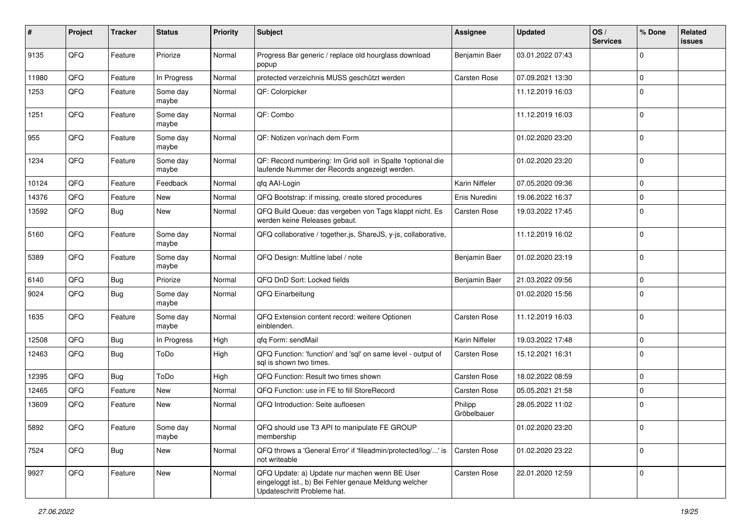| # | Project | Tracker | Status | Priority | Subject | Assignee | Updated | OS / Services | % Done | Related issues |
|---|---|---|---|---|---|---|---|---|---|---|
| 9135 | QFQ | Feature | Priorize | Normal | Progress Bar generic / replace old hourglass download popup | Benjamin Baer | 03.01.2022 07:43 | | 0 | |
| 11980 | QFQ | Feature | In Progress | Normal | protected verzeichnis MUSS geschützt werden | Carsten Rose | 07.09.2021 13:30 | | 0 | |
| 1253 | QFQ | Feature | Some day maybe | Normal | QF: Colorpicker | | 11.12.2019 16:03 | | 0 | |
| 1251 | QFQ | Feature | Some day maybe | Normal | QF: Combo | | 11.12.2019 16:03 | | 0 | |
| 955 | QFQ | Feature | Some day maybe | Normal | QF: Notizen vor/nach dem Form | | 01.02.2020 23:20 | | 0 | |
| 1234 | QFQ | Feature | Some day maybe | Normal | QF: Record numbering: Im Grid soll in Spalte 1optional die laufende Nummer der Records angezeigt werden. | | 01.02.2020 23:20 | | 0 | |
| 10124 | QFQ | Feature | Feedback | Normal | qfq AAI-Login | Karin Niffeler | 07.05.2020 09:36 | | 0 | |
| 14376 | QFQ | Feature | New | Normal | QFQ Bootstrap: if missing, create stored procedures | Enis Nuredini | 19.06.2022 16:37 | | 0 | |
| 13592 | QFQ | Bug | New | Normal | QFQ Build Queue: das vergeben von Tags klappt nicht. Es werden keine Releases gebaut. | Carsten Rose | 19.03.2022 17:45 | | 0 | |
| 5160 | QFQ | Feature | Some day maybe | Normal | QFQ collaborative / together.js, ShareJS, y-js, collaborative, | | 11.12.2019 16:02 | | 0 | |
| 5389 | QFQ | Feature | Some day maybe | Normal | QFQ Design: Multline label / note | Benjamin Baer | 01.02.2020 23:19 | | 0 | |
| 6140 | QFQ | Bug | Priorize | Normal | QFQ DnD Sort: Locked fields | Benjamin Baer | 21.03.2022 09:56 | | 0 | |
| 9024 | QFQ | Bug | Some day maybe | Normal | QFQ Einarbeitung | | 01.02.2020 15:56 | | 0 | |
| 1635 | QFQ | Feature | Some day maybe | Normal | QFQ Extension content record: weitere Optionen einblenden. | Carsten Rose | 11.12.2019 16:03 | | 0 | |
| 12508 | QFQ | Bug | In Progress | High | qfq Form: sendMail | Karin Niffeler | 19.03.2022 17:48 | | 0 | |
| 12463 | QFQ | Bug | ToDo | High | QFQ Function: 'function' and 'sql' on same level - output of sql is shown two times. | Carsten Rose | 15.12.2021 16:31 | | 0 | |
| 12395 | QFQ | Bug | ToDo | High | QFQ Function: Result two times shown | Carsten Rose | 18.02.2022 08:59 | | 0 | |
| 12465 | QFQ | Feature | New | Normal | QFQ Function: use in FE to fill StoreRecord | Carsten Rose | 05.05.2021 21:58 | | 0 | |
| 13609 | QFQ | Feature | New | Normal | QFQ Introduction: Seite aufloesen | Philipp Gröbelbauer | 28.05.2022 11:02 | | 0 | |
| 5892 | QFQ | Feature | Some day maybe | Normal | QFQ should use T3 API to manipulate FE GROUP membership | | 01.02.2020 23:20 | | 0 | |
| 7524 | QFQ | Bug | New | Normal | QFQ throws a 'General Error' if 'fileadmin/protected/log/...' is not writeable | Carsten Rose | 01.02.2020 23:22 | | 0 | |
| 9927 | QFQ | Feature | New | Normal | QFQ Update: a) Update nur machen wenn BE User eingeloggt ist., b) Bei Fehler genaue Meldung welcher Updateschritt Probleme hat. | Carsten Rose | 22.01.2020 12:59 | | 0 | |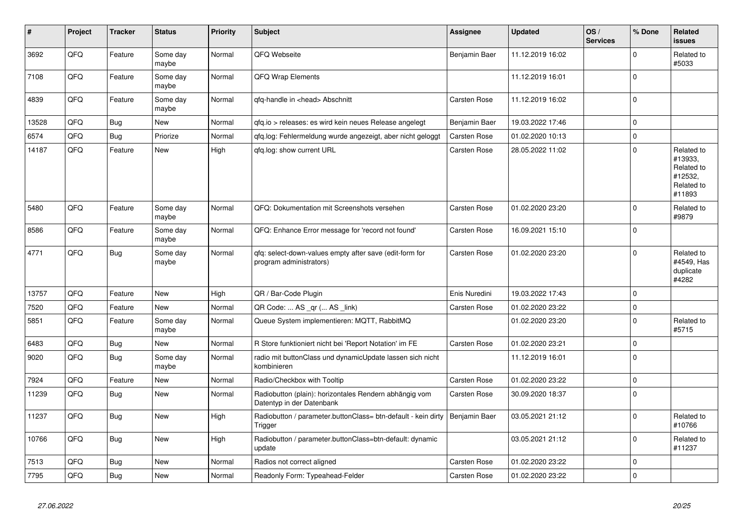| # | Project | Tracker | Status | Priority | Subject | Assignee | Updated | OS / Services | % Done | Related issues |
|---|---|---|---|---|---|---|---|---|---|---|
| 3692 | QFQ | Feature | Some day maybe | Normal | QFQ Webseite | Benjamin Baer | 11.12.2019 16:02 | | 0 | Related to #5033 |
| 7108 | QFQ | Feature | Some day maybe | Normal | QFQ Wrap Elements | | 11.12.2019 16:01 | | 0 | |
| 4839 | QFQ | Feature | Some day maybe | Normal | qfq-handle in <head> Abschnitt | Carsten Rose | 11.12.2019 16:02 | | 0 | |
| 13528 | QFQ | Bug | New | Normal | qfq.io > releases: es wird kein neues Release angelegt | Benjamin Baer | 19.03.2022 17:46 | | 0 | |
| 6574 | QFQ | Bug | Priorize | Normal | qfq.log: Fehlermeldung wurde angezeigt, aber nicht geloggt | Carsten Rose | 01.02.2020 10:13 | | 0 | |
| 14187 | QFQ | Feature | New | High | qfq.log: show current URL | Carsten Rose | 28.05.2022 11:02 | | 0 | Related to #13933, Related to #12532, Related to #11893 |
| 5480 | QFQ | Feature | Some day maybe | Normal | QFQ: Dokumentation mit Screenshots versehen | Carsten Rose | 01.02.2020 23:20 | | 0 | Related to #9879 |
| 8586 | QFQ | Feature | Some day maybe | Normal | QFQ: Enhance Error message for 'record not found' | Carsten Rose | 16.09.2021 15:10 | | 0 | |
| 4771 | QFQ | Bug | Some day maybe | Normal | qfq: select-down-values empty after save (edit-form for program administrators) | Carsten Rose | 01.02.2020 23:20 | | 0 | Related to #4549, Has duplicate #4282 |
| 13757 | QFQ | Feature | New | High | QR / Bar-Code Plugin | Enis Nuredini | 19.03.2022 17:43 | | 0 | |
| 7520 | QFQ | Feature | New | Normal | QR Code: ... AS _qr (... AS _link) | Carsten Rose | 01.02.2020 23:22 | | 0 | |
| 5851 | QFQ | Feature | Some day maybe | Normal | Queue System implementieren: MQTT, RabbitMQ | | 01.02.2020 23:20 | | 0 | Related to #5715 |
| 6483 | QFQ | Bug | New | Normal | R Store funktioniert nicht bei 'Report Notation' im FE | Carsten Rose | 01.02.2020 23:21 | | 0 | |
| 9020 | QFQ | Bug | Some day maybe | Normal | radio mit buttonClass und dynamicUpdate lassen sich nicht kombinieren | | 11.12.2019 16:01 | | 0 | |
| 7924 | QFQ | Feature | New | Normal | Radio/Checkbox with Tooltip | Carsten Rose | 01.02.2020 23:22 | | 0 | |
| 11239 | QFQ | Bug | New | Normal | Radiobutton (plain): horizontales Rendern abhängig vom Datentyp in der Datenbank | Carsten Rose | 30.09.2020 18:37 | | 0 | |
| 11237 | QFQ | Bug | New | High | Radiobutton / parameter.buttonClass= btn-default - kein dirty Trigger | Benjamin Baer | 03.05.2021 21:12 | | 0 | Related to #10766 |
| 10766 | QFQ | Bug | New | High | Radiobutton / parameter.buttonClass=btn-default: dynamic update | | 03.05.2021 21:12 | | 0 | Related to #11237 |
| 7513 | QFQ | Bug | New | Normal | Radios not correct aligned | Carsten Rose | 01.02.2020 23:22 | | 0 | |
| 7795 | QFQ | Bug | New | Normal | Readonly Form: Typeahead-Felder | Carsten Rose | 01.02.2020 23:22 | | 0 | |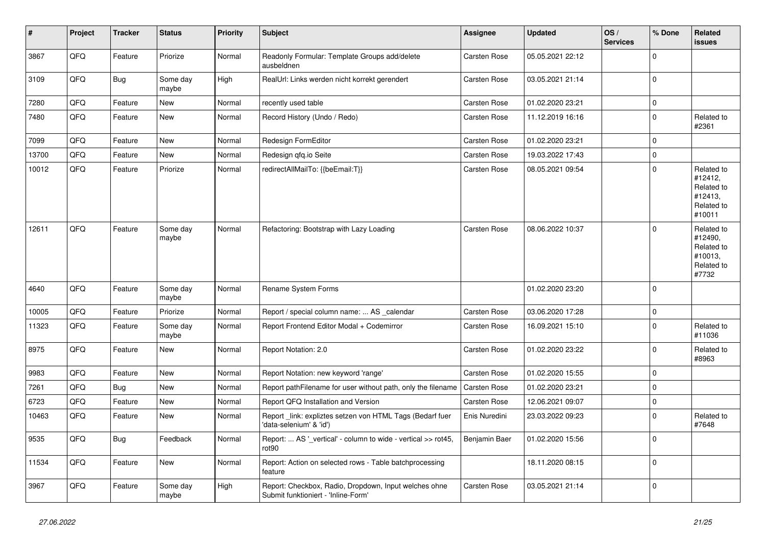| # | Project | Tracker | Status | Priority | Subject | Assignee | Updated | OS / Services | % Done | Related issues |
|---|---|---|---|---|---|---|---|---|---|---|
| 3867 | QFQ | Feature | Priorize | Normal | Readonly Formular: Template Groups add/delete ausbeldnen | Carsten Rose | 05.05.2021 22:12 | | 0 | |
| 3109 | QFQ | Bug | Some day maybe | High | RealUrl: Links werden nicht korrekt gerendert | Carsten Rose | 03.05.2021 21:14 | | 0 | |
| 7280 | QFQ | Feature | New | Normal | recently used table | Carsten Rose | 01.02.2020 23:21 | | 0 | |
| 7480 | QFQ | Feature | New | Normal | Record History (Undo / Redo) | Carsten Rose | 11.12.2019 16:16 | | 0 | Related to #2361 |
| 7099 | QFQ | Feature | New | Normal | Redesign FormEditor | Carsten Rose | 01.02.2020 23:21 | | 0 | |
| 13700 | QFQ | Feature | New | Normal | Redesign qfq.io Seite | Carsten Rose | 19.03.2022 17:43 | | 0 | |
| 10012 | QFQ | Feature | Priorize | Normal | redirectAllMailTo: {{beEmail:T}} | Carsten Rose | 08.05.2021 09:54 | | 0 | Related to #12412, Related to #12413, Related to #10011 |
| 12611 | QFQ | Feature | Some day maybe | Normal | Refactoring: Bootstrap with Lazy Loading | Carsten Rose | 08.06.2022 10:37 | | 0 | Related to #12490, Related to #10013, Related to #7732 |
| 4640 | QFQ | Feature | Some day maybe | Normal | Rename System Forms | | 01.02.2020 23:20 | | 0 | |
| 10005 | QFQ | Feature | Priorize | Normal | Report / special column name: ... AS _calendar | Carsten Rose | 03.06.2020 17:28 | | 0 | |
| 11323 | QFQ | Feature | Some day maybe | Normal | Report Frontend Editor Modal + Codemirror | Carsten Rose | 16.09.2021 15:10 | | 0 | Related to #11036 |
| 8975 | QFQ | Feature | New | Normal | Report Notation: 2.0 | Carsten Rose | 01.02.2020 23:22 | | 0 | Related to #8963 |
| 9983 | QFQ | Feature | New | Normal | Report Notation: new keyword 'range' | Carsten Rose | 01.02.2020 15:55 | | 0 | |
| 7261 | QFQ | Bug | New | Normal | Report pathFilename for user without path, only the filename | Carsten Rose | 01.02.2020 23:21 | | 0 | |
| 6723 | QFQ | Feature | New | Normal | Report QFQ Installation and Version | Carsten Rose | 12.06.2021 09:07 | | 0 | |
| 10463 | QFQ | Feature | New | Normal | Report _link: expliztes setzen von HTML Tags (Bedarf fuer 'data-selenium' & 'id') | Enis Nuredini | 23.03.2022 09:23 | | 0 | Related to #7648 |
| 9535 | QFQ | Bug | Feedback | Normal | Report: ... AS '_vertical' - column to wide - vertical >> rot45, rot90 | Benjamin Baer | 01.02.2020 15:56 | | 0 | |
| 11534 | QFQ | Feature | New | Normal | Report: Action on selected rows - Table batchprocessing feature | | 18.11.2020 08:15 | | 0 | |
| 3967 | QFQ | Feature | Some day maybe | High | Report: Checkbox, Radio, Dropdown, Input welches ohne Submit funktioniert - 'Inline-Form' | Carsten Rose | 03.05.2021 21:14 | | 0 | |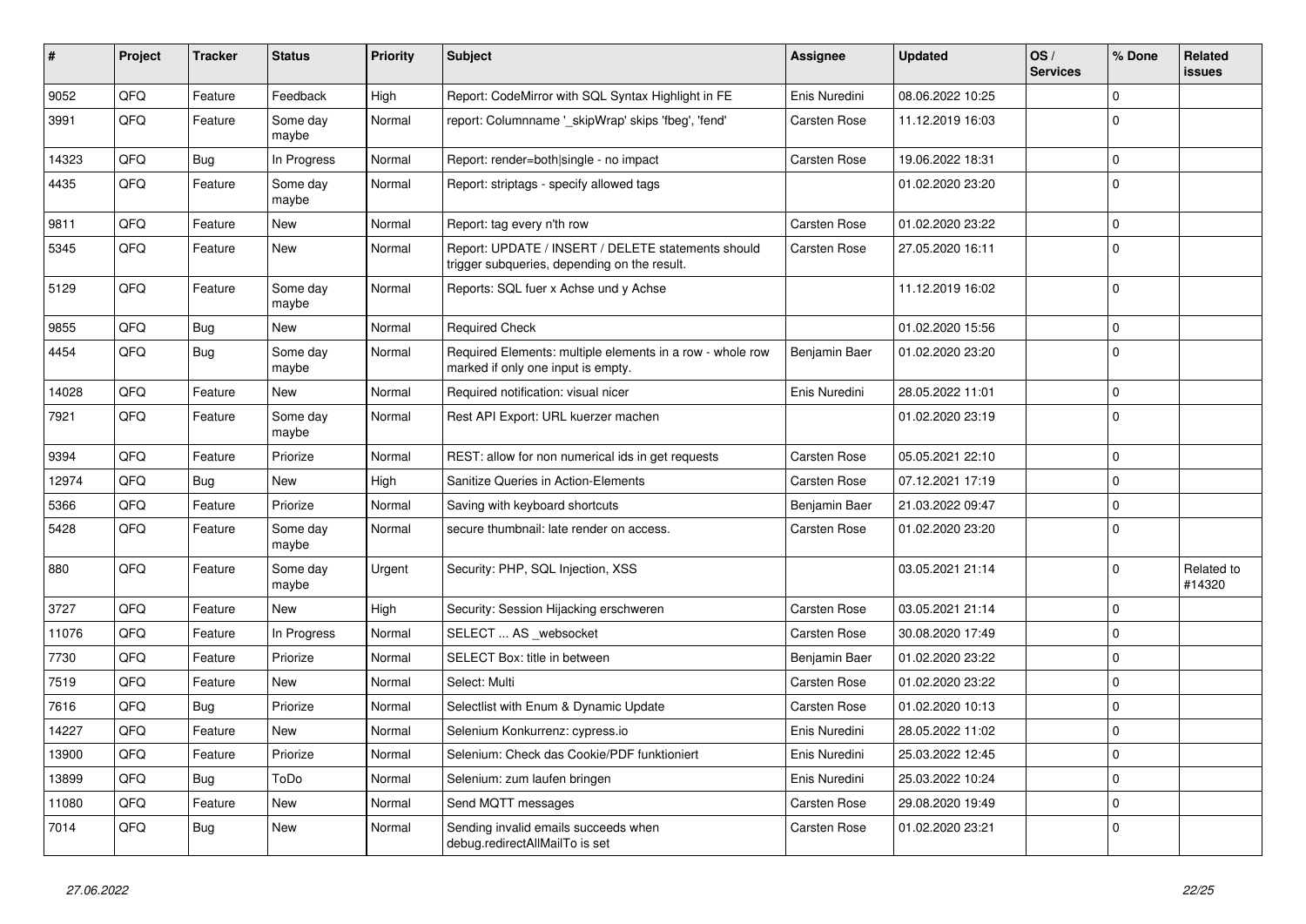| # | Project | Tracker | Status | Priority | Subject | Assignee | Updated | OS / Services | % Done | Related issues |
|---|---|---|---|---|---|---|---|---|---|---|
| 9052 | QFQ | Feature | Feedback | High | Report: CodeMirror with SQL Syntax Highlight in FE | Enis Nuredini | 08.06.2022 10:25 | | 0 | |
| 3991 | QFQ | Feature | Some day maybe | Normal | report: Columnname '_skipWrap' skips 'fbeg', 'fend' | Carsten Rose | 11.12.2019 16:03 | | 0 | |
| 14323 | QFQ | Bug | In Progress | Normal | Report: render=both\|single - no impact | Carsten Rose | 19.06.2022 18:31 | | 0 | |
| 4435 | QFQ | Feature | Some day maybe | Normal | Report: striptags - specify allowed tags | | 01.02.2020 23:20 | | 0 | |
| 9811 | QFQ | Feature | New | Normal | Report: tag every n'th row | Carsten Rose | 01.02.2020 23:22 | | 0 | |
| 5345 | QFQ | Feature | New | Normal | Report: UPDATE / INSERT / DELETE statements should trigger subqueries, depending on the result. | Carsten Rose | 27.05.2020 16:11 | | 0 | |
| 5129 | QFQ | Feature | Some day maybe | Normal | Reports: SQL fuer x Achse und y Achse | | 11.12.2019 16:02 | | 0 | |
| 9855 | QFQ | Bug | New | Normal | Required Check | | 01.02.2020 15:56 | | 0 | |
| 4454 | QFQ | Bug | Some day maybe | Normal | Required Elements: multiple elements in a row - whole row marked if only one input is empty. | Benjamin Baer | 01.02.2020 23:20 | | 0 | |
| 14028 | QFQ | Feature | New | Normal | Required notification: visual nicer | Enis Nuredini | 28.05.2022 11:01 | | 0 | |
| 7921 | QFQ | Feature | Some day maybe | Normal | Rest API Export: URL kuerzer machen | | 01.02.2020 23:19 | | 0 | |
| 9394 | QFQ | Feature | Priorize | Normal | REST: allow for non numerical ids in get requests | Carsten Rose | 05.05.2021 22:10 | | 0 | |
| 12974 | QFQ | Bug | New | High | Sanitize Queries in Action-Elements | Carsten Rose | 07.12.2021 17:19 | | 0 | |
| 5366 | QFQ | Feature | Priorize | Normal | Saving with keyboard shortcuts | Benjamin Baer | 21.03.2022 09:47 | | 0 | |
| 5428 | QFQ | Feature | Some day maybe | Normal | secure thumbnail: late render on access. | Carsten Rose | 01.02.2020 23:20 | | 0 | |
| 880 | QFQ | Feature | Some day maybe | Urgent | Security: PHP, SQL Injection, XSS | | 03.05.2021 21:14 | | 0 | Related to #14320 |
| 3727 | QFQ | Feature | New | High | Security: Session Hijacking erschweren | Carsten Rose | 03.05.2021 21:14 | | 0 | |
| 11076 | QFQ | Feature | In Progress | Normal | SELECT ... AS _websocket | Carsten Rose | 30.08.2020 17:49 | | 0 | |
| 7730 | QFQ | Feature | Priorize | Normal | SELECT Box: title in between | Benjamin Baer | 01.02.2020 23:22 | | 0 | |
| 7519 | QFQ | Feature | New | Normal | Select: Multi | Carsten Rose | 01.02.2020 23:22 | | 0 | |
| 7616 | QFQ | Bug | Priorize | Normal | Selectlist with Enum & Dynamic Update | Carsten Rose | 01.02.2020 10:13 | | 0 | |
| 14227 | QFQ | Feature | New | Normal | Selenium Konkurrenz: cypress.io | Enis Nuredini | 28.05.2022 11:02 | | 0 | |
| 13900 | QFQ | Feature | Priorize | Normal | Selenium: Check das Cookie/PDF funktioniert | Enis Nuredini | 25.03.2022 12:45 | | 0 | |
| 13899 | QFQ | Bug | ToDo | Normal | Selenium: zum laufen bringen | Enis Nuredini | 25.03.2022 10:24 | | 0 | |
| 11080 | QFQ | Feature | New | Normal | Send MQTT messages | Carsten Rose | 29.08.2020 19:49 | | 0 | |
| 7014 | QFQ | Bug | New | Normal | Sending invalid emails succeeds when debug.redirectAllMailTo is set | Carsten Rose | 01.02.2020 23:21 | | 0 | |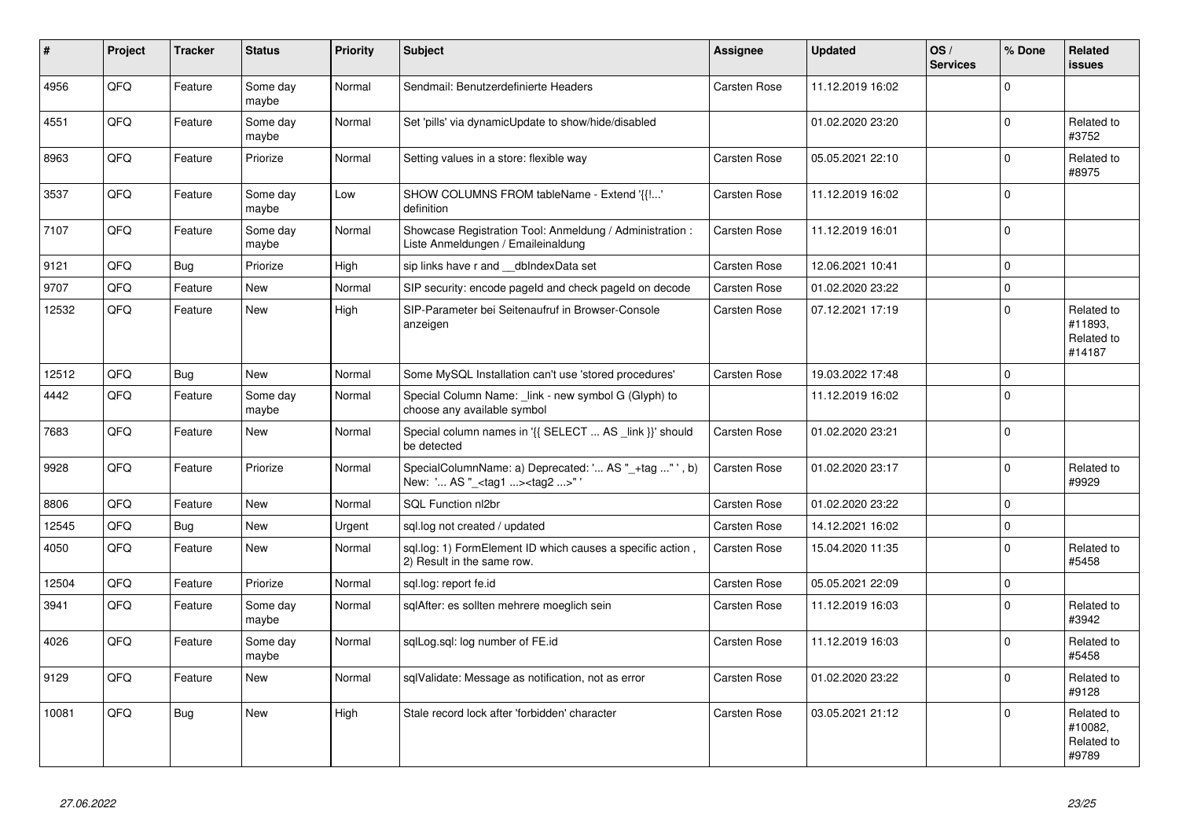| # | Project | Tracker | Status | Priority | Subject | Assignee | Updated | OS / Services | % Done | Related issues |
|---|---|---|---|---|---|---|---|---|---|---|
| 4956 | QFQ | Feature | Some day maybe | Normal | Sendmail: Benutzerdefinierte Headers | Carsten Rose | 11.12.2019 16:02 | | 0 | |
| 4551 | QFQ | Feature | Some day maybe | Normal | Set 'pills' via dynamicUpdate to show/hide/disabled | | 01.02.2020 23:20 | | 0 | Related to #3752 |
| 8963 | QFQ | Feature | Priorize | Normal | Setting values in a store: flexible way | Carsten Rose | 05.05.2021 22:10 | | 0 | Related to #8975 |
| 3537 | QFQ | Feature | Some day maybe | Low | SHOW COLUMNS FROM tableName - Extend '{{!...' definition | Carsten Rose | 11.12.2019 16:02 | | 0 | |
| 7107 | QFQ | Feature | Some day maybe | Normal | Showcase Registration Tool: Anmeldung / Administration : Liste Anmeldungen / Emaileinaldung | Carsten Rose | 11.12.2019 16:01 | | 0 | |
| 9121 | QFQ | Bug | Priorize | High | sip links have r and __dbIndexData set | Carsten Rose | 12.06.2021 10:41 | | 0 | |
| 9707 | QFQ | Feature | New | Normal | SIP security: encode pageId and check pageId on decode | Carsten Rose | 01.02.2020 23:22 | | 0 | |
| 12532 | QFQ | Feature | New | High | SIP-Parameter bei Seitenaufruf in Browser-Console anzeigen | Carsten Rose | 07.12.2021 17:19 | | 0 | Related to #11893, Related to #14187 |
| 12512 | QFQ | Bug | New | Normal | Some MySQL Installation can't use 'stored procedures' | Carsten Rose | 19.03.2022 17:48 | | 0 | |
| 4442 | QFQ | Feature | Some day maybe | Normal | Special Column Name: _link - new symbol G (Glyph) to choose any available symbol | | 11.12.2019 16:02 | | 0 | |
| 7683 | QFQ | Feature | New | Normal | Special column names in '{{ SELECT ... AS _link }}' should be detected | Carsten Rose | 01.02.2020 23:21 | | 0 | |
| 9928 | QFQ | Feature | Priorize | Normal | SpecialColumnName: a) Deprecated: '... AS "_+tag ..." ', b) New: '... AS "_<tag1 ...><tag2 ...>" ' | Carsten Rose | 01.02.2020 23:17 | | 0 | Related to #9929 |
| 8806 | QFQ | Feature | New | Normal | SQL Function nl2br | Carsten Rose | 01.02.2020 23:22 | | 0 | |
| 12545 | QFQ | Bug | New | Urgent | sql.log not created / updated | Carsten Rose | 14.12.2021 16:02 | | 0 | |
| 4050 | QFQ | Feature | New | Normal | sql.log: 1) FormElement ID which causes a specific action , 2) Result in the same row. | Carsten Rose | 15.04.2020 11:35 | | 0 | Related to #5458 |
| 12504 | QFQ | Feature | Priorize | Normal | sql.log: report fe.id | Carsten Rose | 05.05.2021 22:09 | | 0 | |
| 3941 | QFQ | Feature | Some day maybe | Normal | sqlAfter: es sollten mehrere moeglich sein | Carsten Rose | 11.12.2019 16:03 | | 0 | Related to #3942 |
| 4026 | QFQ | Feature | Some day maybe | Normal | sqlLog.sql: log number of FE.id | Carsten Rose | 11.12.2019 16:03 | | 0 | Related to #5458 |
| 9129 | QFQ | Feature | New | Normal | sqlValidate: Message as notification, not as error | Carsten Rose | 01.02.2020 23:22 | | 0 | Related to #9128 |
| 10081 | QFQ | Bug | New | High | Stale record lock after 'forbidden' character | Carsten Rose | 03.05.2021 21:12 | | 0 | Related to #10082, Related to #9789 |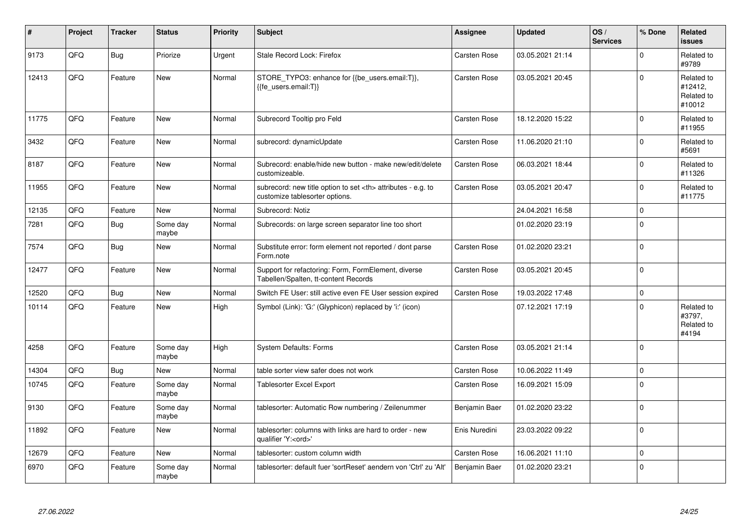| # | Project | Tracker | Status | Priority | Subject | Assignee | Updated | OS / Services | % Done | Related issues |
|---|---|---|---|---|---|---|---|---|---|---|
| 9173 | QFQ | Bug | Priorize | Urgent | Stale Record Lock: Firefox | Carsten Rose | 03.05.2021 21:14 | | 0 | Related to #9789 |
| 12413 | QFQ | Feature | New | Normal | STORE_TYPO3: enhance for {{be_users.email:T}}, {{fe_users.email:T}} | Carsten Rose | 03.05.2021 20:45 | | 0 | Related to #12412, Related to #10012 |
| 11775 | QFQ | Feature | New | Normal | Subrecord Tooltip pro Feld | Carsten Rose | 18.12.2020 15:22 | | 0 | Related to #11955 |
| 3432 | QFQ | Feature | New | Normal | subrecord: dynamicUpdate | Carsten Rose | 11.06.2020 21:10 | | 0 | Related to #5691 |
| 8187 | QFQ | Feature | New | Normal | Subrecord: enable/hide new button - make new/edit/delete customizeable. | Carsten Rose | 06.03.2021 18:44 | | 0 | Related to #11326 |
| 11955 | QFQ | Feature | New | Normal | subrecord: new title option to set <th> attributes - e.g. to customize tablesorter options. | Carsten Rose | 03.05.2021 20:47 | | 0 | Related to #11775 |
| 12135 | QFQ | Feature | New | Normal | Subrecord: Notiz | | 24.04.2021 16:58 | | 0 | |
| 7281 | QFQ | Bug | Some day maybe | Normal | Subrecords: on large screen separator line too short | | 01.02.2020 23:19 | | 0 | |
| 7574 | QFQ | Bug | New | Normal | Substitute error: form element not reported / dont parse Form.note | Carsten Rose | 01.02.2020 23:21 | | 0 | |
| 12477 | QFQ | Feature | New | Normal | Support for refactoring: Form, FormElement, diverse Tabellen/Spalten, tt-content Records | Carsten Rose | 03.05.2021 20:45 | | 0 | |
| 12520 | QFQ | Bug | New | Normal | Switch FE User: still active even FE User session expired | Carsten Rose | 19.03.2022 17:48 | | 0 | |
| 10114 | QFQ | Feature | New | High | Symbol (Link): 'G:' (Glyphicon) replaced by 'i:' (icon) | | 07.12.2021 17:19 | | 0 | Related to #3797, Related to #4194 |
| 4258 | QFQ | Feature | Some day maybe | High | System Defaults: Forms | Carsten Rose | 03.05.2021 21:14 | | 0 | |
| 14304 | QFQ | Bug | New | Normal | table sorter view safer does not work | Carsten Rose | 10.06.2022 11:49 | | 0 | |
| 10745 | QFQ | Feature | Some day maybe | Normal | Tablesorter Excel Export | Carsten Rose | 16.09.2021 15:09 | | 0 | |
| 9130 | QFQ | Feature | Some day maybe | Normal | tablesorter: Automatic Row numbering / Zeilenummer | Benjamin Baer | 01.02.2020 23:22 | | 0 | |
| 11892 | QFQ | Feature | New | Normal | tablesorter: columns with links are hard to order - new qualifier 'Y:<ord>' | Enis Nuredini | 23.03.2022 09:22 | | 0 | |
| 12679 | QFQ | Feature | New | Normal | tablesorter: custom column width | Carsten Rose | 16.06.2021 11:10 | | 0 | |
| 6970 | QFQ | Feature | Some day maybe | Normal | tablesorter: default fuer 'sortReset' aendern von 'Ctrl' zu 'Alt' | Benjamin Baer | 01.02.2020 23:21 | | 0 | |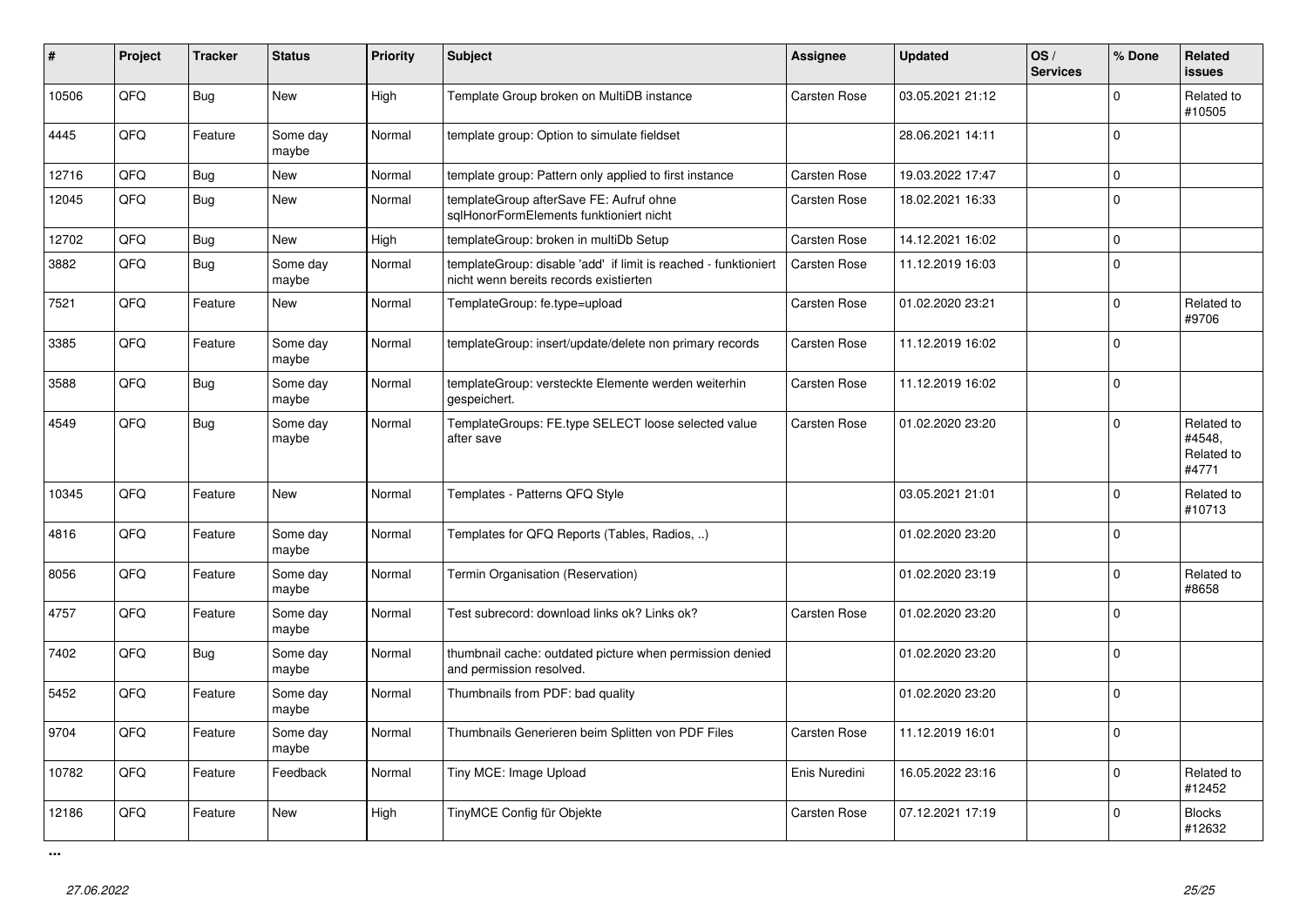| # | Project | Tracker | Status | Priority | Subject | Assignee | Updated | OS / Services | % Done | Related issues |
|---|---|---|---|---|---|---|---|---|---|---|
| 10506 | QFQ | Bug | New | High | Template Group broken on MultiDB instance | Carsten Rose | 03.05.2021 21:12 | | 0 | Related to #10505 |
| 4445 | QFQ | Feature | Some day maybe | Normal | template group: Option to simulate fieldset | | 28.06.2021 14:11 | | 0 | |
| 12716 | QFQ | Bug | New | Normal | template group: Pattern only applied to first instance | Carsten Rose | 19.03.2022 17:47 | | 0 | |
| 12045 | QFQ | Bug | New | Normal | templateGroup afterSave FE: Aufruf ohne sqlHonorFormElements funktioniert nicht | Carsten Rose | 18.02.2021 16:33 | | 0 | |
| 12702 | QFQ | Bug | New | High | templateGroup: broken in multiDb Setup | Carsten Rose | 14.12.2021 16:02 | | 0 | |
| 3882 | QFQ | Bug | Some day maybe | Normal | templateGroup: disable 'add' if limit is reached - funktioniert nicht wenn bereits records existierten | Carsten Rose | 11.12.2019 16:03 | | 0 | |
| 7521 | QFQ | Feature | New | Normal | TemplateGroup: fe.type=upload | Carsten Rose | 01.02.2020 23:21 | | 0 | Related to #9706 |
| 3385 | QFQ | Feature | Some day maybe | Normal | templateGroup: insert/update/delete non primary records | Carsten Rose | 11.12.2019 16:02 | | 0 | |
| 3588 | QFQ | Bug | Some day maybe | Normal | templateGroup: versteckte Elemente werden weiterhin gespeichert. | Carsten Rose | 11.12.2019 16:02 | | 0 | |
| 4549 | QFQ | Bug | Some day maybe | Normal | TemplateGroups: FE.type SELECT loose selected value after save | Carsten Rose | 01.02.2020 23:20 | | 0 | Related to #4548, Related to #4771 |
| 10345 | QFQ | Feature | New | Normal | Templates - Patterns QFQ Style | | 03.05.2021 21:01 | | 0 | Related to #10713 |
| 4816 | QFQ | Feature | Some day maybe | Normal | Templates for QFQ Reports (Tables, Radios, ..) | | 01.02.2020 23:20 | | 0 | |
| 8056 | QFQ | Feature | Some day maybe | Normal | Termin Organisation (Reservation) | | 01.02.2020 23:19 | | 0 | Related to #8658 |
| 4757 | QFQ | Feature | Some day maybe | Normal | Test subrecord: download links ok? Links ok? | Carsten Rose | 01.02.2020 23:20 | | 0 | |
| 7402 | QFQ | Bug | Some day maybe | Normal | thumbnail cache: outdated picture when permission denied and permission resolved. | | 01.02.2020 23:20 | | 0 | |
| 5452 | QFQ | Feature | Some day maybe | Normal | Thumbnails from PDF: bad quality | | 01.02.2020 23:20 | | 0 | |
| 9704 | QFQ | Feature | Some day maybe | Normal | Thumbnails Generieren beim Splitten von PDF Files | Carsten Rose | 11.12.2019 16:01 | | 0 | |
| 10782 | QFQ | Feature | Feedback | Normal | Tiny MCE: Image Upload | Enis Nuredini | 16.05.2022 23:16 | | 0 | Related to #12452 |
| 12186 | QFQ | Feature | New | High | TinyMCE Config für Objekte | Carsten Rose | 07.12.2021 17:19 | | 0 | Blocks #12632 |

...

*27.06.2022*